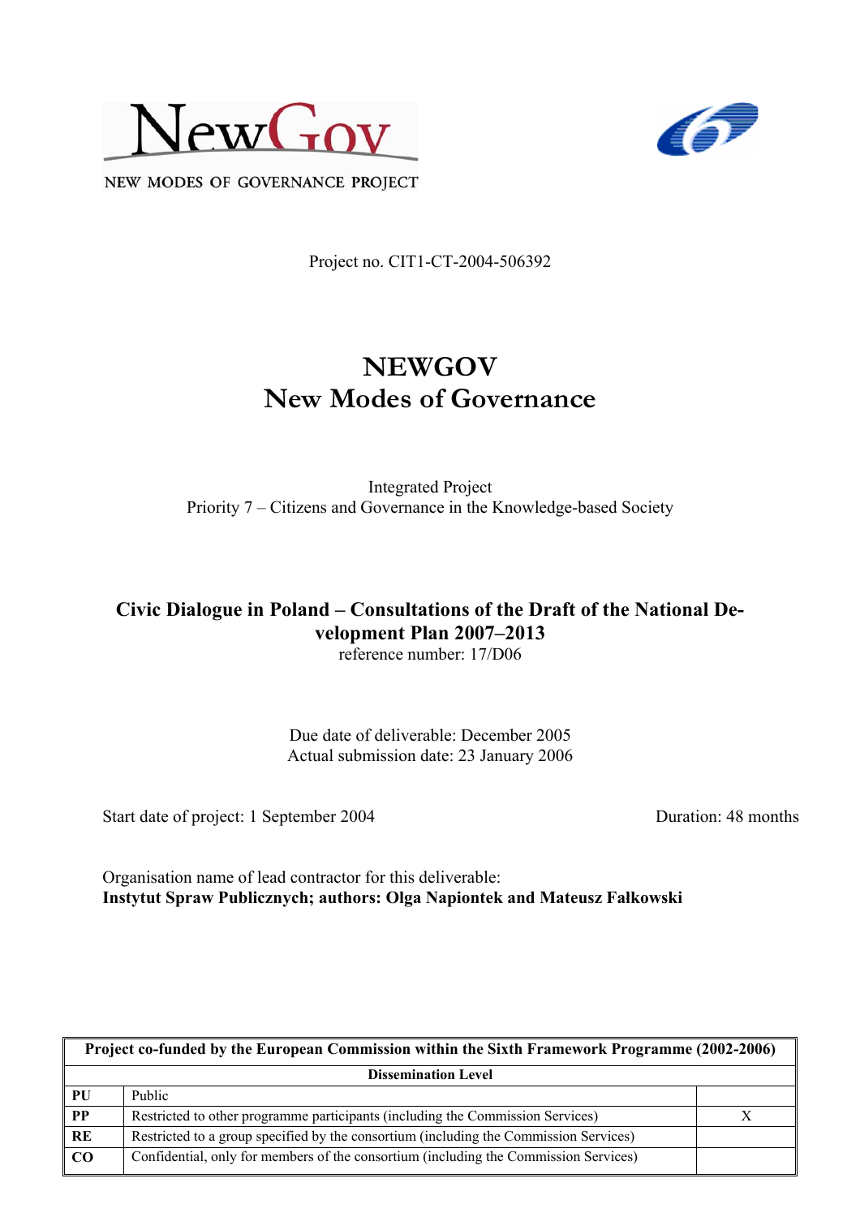NEW MODES OF GOVERNANCE PROJECT

Project no. CIT1-CT-2004-506392

# NEWGOV
# New Modes of Governance

Integrated Project
Priority 7 – Citizens and Governance in the Knowledge-based Society

## Civic Dialogue in Poland – Consultations of the Draft of the National Development Plan 2007–2013

reference number: 17/D06

Due date of deliverable: December 2005
Actual submission date: 23 January 2006

Start date of project: 1 September 2004

Duration: 48 months

Organisation name of lead contractor for this deliverable:
**Instytut Spraw Publicznych; authors: Olga Napiontek and Mateusz Fałkowski**

| Project co-funded by the European Commission within the Sixth Framework Programme (2002-2006) | | |
|---|---|---|
| **Dissemination Level** | | |
| **PU** | Public | |
| **PP** | Restricted to other programme participants (including the Commission Services) | X |
| **RE** | Restricted to a group specified by the consortium (including the Commission Services) | |
| **CO** | Confidential, only for members of the consortium (including the Commission Services) | |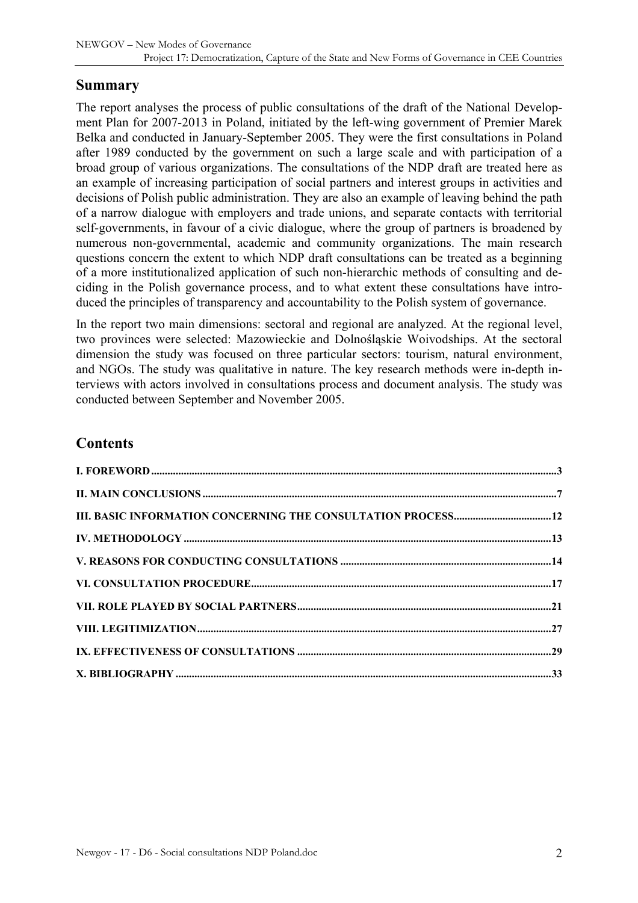## Summary

The report analyses the process of public consultations of the draft of the National Development Plan for 2007-2013 in Poland, initiated by the left-wing government of Premier Marek Belka and conducted in January-September 2005. They were the first consultations in Poland after 1989 conducted by the government on such a large scale and with participation of a broad group of various organizations. The consultations of the NDP draft are treated here as an example of increasing participation of social partners and interest groups in activities and decisions of Polish public administration. They are also an example of leaving behind the path of a narrow dialogue with employers and trade unions, and separate contacts with territorial self-governments, in favour of a civic dialogue, where the group of partners is broadened by numerous non-governmental, academic and community organizations. The main research questions concern the extent to which NDP draft consultations can be treated as a beginning of a more institutionalized application of such non-hierarchic methods of consulting and deciding in the Polish governance process, and to what extent these consultations have introduced the principles of transparency and accountability to the Polish system of governance.

In the report two main dimensions: sectoral and regional are analyzed. At the regional level, two provinces were selected: Mazowieckie and Dolnośląskie Woivodships. At the sectoral dimension the study was focused on three particular sectors: tourism, natural environment, and NGOs. The study was qualitative in nature. The key research methods were in-depth interviews with actors involved in consultations process and document analysis. The study was conducted between September and November 2005.

## Contents

- **I. FOREWORD** .......... 3
- **II. MAIN CONCLUSIONS** .......... 7
- **III. BASIC INFORMATION CONCERNING THE CONSULTATION PROCESS** .......... 12
- **IV. METHODOLOGY** .......... 13
- **V. REASONS FOR CONDUCTING CONSULTATIONS** .......... 14
- **VI. CONSULTATION PROCEDURE** .......... 17
- **VII. ROLE PLAYED BY SOCIAL PARTNERS** .......... 21
- **VIII. LEGITIMIZATION** .......... 27
- **IX. EFFECTIVENESS OF CONSULTATIONS** .......... 29
- **X. BIBLIOGRAPHY** .......... 33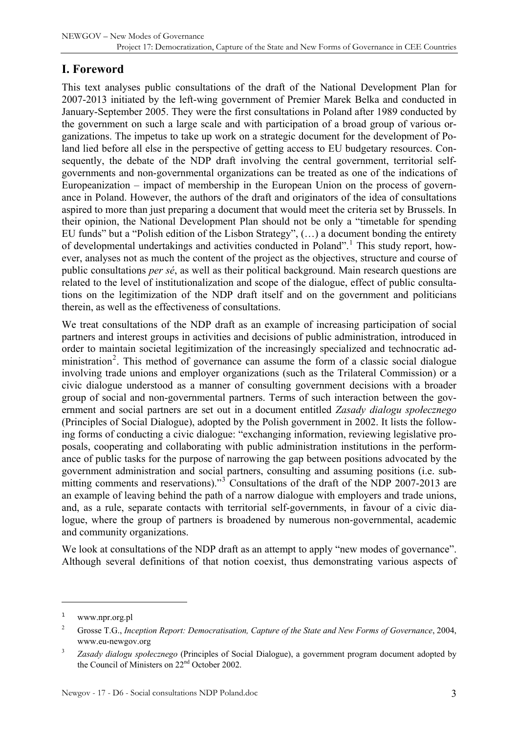# I. Foreword

This text analyses public consultations of the draft of the National Development Plan for 2007-2013 initiated by the left-wing government of Premier Marek Belka and conducted in January-September 2005. They were the first consultations in Poland after 1989 conducted by the government on such a large scale and with participation of a broad group of various organizations. The impetus to take up work on a strategic document for the development of Poland lied before all else in the perspective of getting access to EU budgetary resources. Consequently, the debate of the NDP draft involving the central government, territorial self-governments and non-governmental organizations can be treated as one of the indications of Europeanization – impact of membership in the European Union on the process of governance in Poland. However, the authors of the draft and originators of the idea of consultations aspired to more than just preparing a document that would meet the criteria set by Brussels. In their opinion, the National Development Plan should not be only a "timetable for spending EU funds" but a "Polish edition of the Lisbon Strategy", (…) a document bonding the entirety of developmental undertakings and activities conducted in Poland".[1] This study report, however, analyses not as much the content of the project as the objectives, structure and course of public consultations *per sé*, as well as their political background. Main research questions are related to the level of institutionalization and scope of the dialogue, effect of public consultations on the legitimization of the NDP draft itself and on the government and politicians therein, as well as the effectiveness of consultations.

We treat consultations of the NDP draft as an example of increasing participation of social partners and interest groups in activities and decisions of public administration, introduced in order to maintain societal legitimization of the increasingly specialized and technocratic administration[2]. This method of governance can assume the form of a classic social dialogue involving trade unions and employer organizations (such as the Trilateral Commission) or a civic dialogue understood as a manner of consulting government decisions with a broader group of social and non-governmental partners. Terms of such interaction between the government and social partners are set out in a document entitled *Zasady dialogu społecznego* (Principles of Social Dialogue), adopted by the Polish government in 2002. It lists the following forms of conducting a civic dialogue: "exchanging information, reviewing legislative proposals, cooperating and collaborating with public administration institutions in the performance of public tasks for the purpose of narrowing the gap between positions advocated by the government administration and social partners, consulting and assuming positions (i.e. submitting comments and reservations)."[3] Consultations of the draft of the NDP 2007-2013 are an example of leaving behind the path of a narrow dialogue with employers and trade unions, and, as a rule, separate contacts with territorial self-governments, in favour of a civic dialogue, where the group of partners is broadened by numerous non-governmental, academic and community organizations.

We look at consultations of the NDP draft as an attempt to apply "new modes of governance". Although several definitions of that notion coexist, thus demonstrating various aspects of

---

[1] www.npr.org.pl

[2] Grosse T.G., *Inception Report: Democratisation, Capture of the State and New Forms of Governance*, 2004, www.eu-newgov.org

[3] *Zasady dialogu społecznego* (Principles of Social Dialogue), a government program document adopted by the Council of Ministers on 22nd October 2002.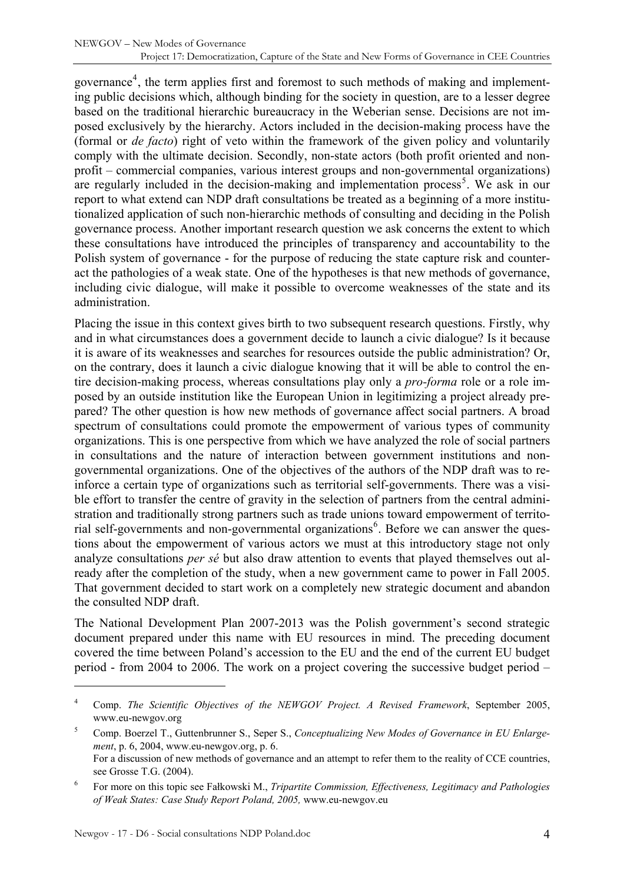governance[4], the term applies first and foremost to such methods of making and implementing public decisions which, although binding for the society in question, are to a lesser degree based on the traditional hierarchic bureaucracy in the Weberian sense. Decisions are not imposed exclusively by the hierarchy. Actors included in the decision-making process have the (formal or *de facto*) right of veto within the framework of the given policy and voluntarily comply with the ultimate decision. Secondly, non-state actors (both profit oriented and non-profit – commercial companies, various interest groups and non-governmental organizations) are regularly included in the decision-making and implementation process[5]. We ask in our report to what extend can NDP draft consultations be treated as a beginning of a more institutionalized application of such non-hierarchic methods of consulting and deciding in the Polish governance process. Another important research question we ask concerns the extent to which these consultations have introduced the principles of transparency and accountability to the Polish system of governance - for the purpose of reducing the state capture risk and counteract the pathologies of a weak state. One of the hypotheses is that new methods of governance, including civic dialogue, will make it possible to overcome weaknesses of the state and its administration.

Placing the issue in this context gives birth to two subsequent research questions. Firstly, why and in what circumstances does a government decide to launch a civic dialogue? Is it because it is aware of its weaknesses and searches for resources outside the public administration? Or, on the contrary, does it launch a civic dialogue knowing that it will be able to control the entire decision-making process, whereas consultations play only a *pro-forma* role or a role imposed by an outside institution like the European Union in legitimizing a project already prepared? The other question is how new methods of governance affect social partners. A broad spectrum of consultations could promote the empowerment of various types of community organizations. This is one perspective from which we have analyzed the role of social partners in consultations and the nature of interaction between government institutions and non-governmental organizations. One of the objectives of the authors of the NDP draft was to reinforce a certain type of organizations such as territorial self-governments. There was a visible effort to transfer the centre of gravity in the selection of partners from the central administration and traditionally strong partners such as trade unions toward empowerment of territorial self-governments and non-governmental organizations[6]. Before we can answer the questions about the empowerment of various actors we must at this introductory stage not only analyze consultations *per sé* but also draw attention to events that played themselves out already after the completion of the study, when a new government came to power in Fall 2005. That government decided to start work on a completely new strategic document and abandon the consulted NDP draft.

The National Development Plan 2007-2013 was the Polish government's second strategic document prepared under this name with EU resources in mind. The preceding document covered the time between Poland's accession to the EU and the end of the current EU budget period - from 2004 to 2006. The work on a project covering the successive budget period –

---

[4] Comp. *The Scientific Objectives of the NEWGOV Project. A Revised Framework*, September 2005, www.eu-newgov.org

[5] Comp. Boerzel T., Guttenbrunner S., Seper S., *Conceptualizing New Modes of Governance in EU Enlargement*, p. 6, 2004, www.eu-newgov.org, p. 6.
For a discussion of new methods of governance and an attempt to refer them to the reality of CCE countries, see Grosse T.G. (2004).

[6] For more on this topic see Fałkowski M., *Tripartite Commission, Effectiveness, Legitimacy and Pathologies of Weak States: Case Study Report Poland, 2005,* www.eu-newgov.eu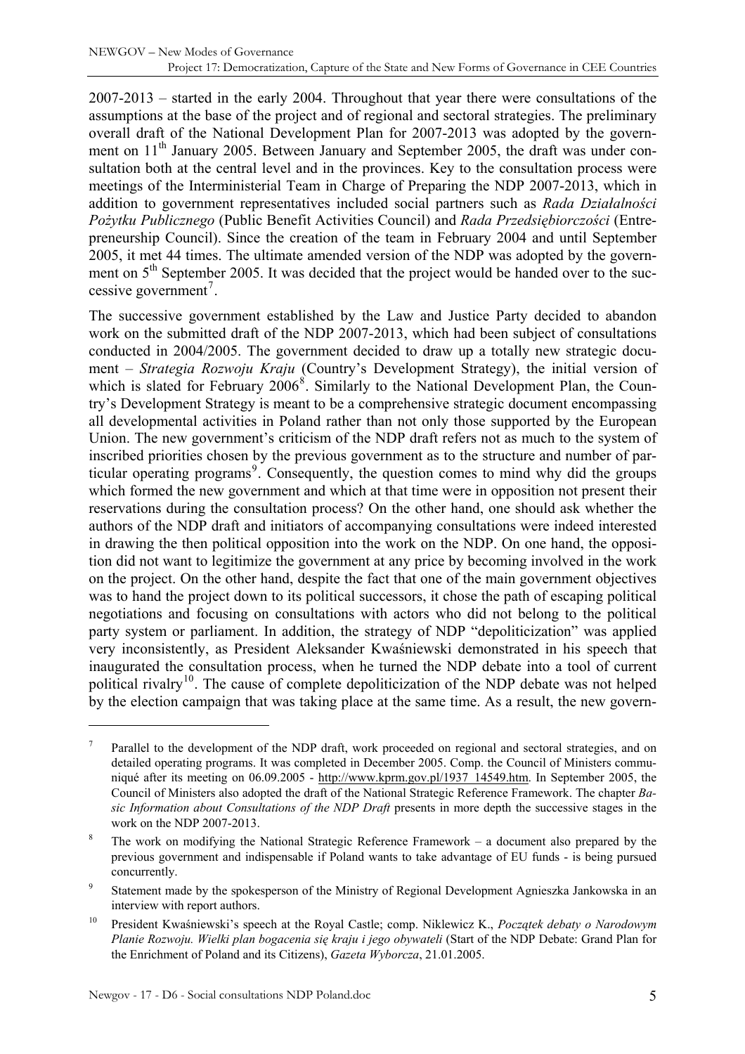2007-2013 – started in the early 2004. Throughout that year there were consultations of the assumptions at the base of the project and of regional and sectoral strategies. The preliminary overall draft of the National Development Plan for 2007-2013 was adopted by the government on 11th January 2005. Between January and September 2005, the draft was under consultation both at the central level and in the provinces. Key to the consultation process were meetings of the Interministerial Team in Charge of Preparing the NDP 2007-2013, which in addition to government representatives included social partners such as *Rada Działalności Pożytku Publicznego* (Public Benefit Activities Council) and *Rada Przedsiębiorczości* (Entrepreneurship Council). Since the creation of the team in February 2004 and until September 2005, it met 44 times. The ultimate amended version of the NDP was adopted by the government on 5th September 2005. It was decided that the project would be handed over to the successive government[7].

The successive government established by the Law and Justice Party decided to abandon work on the submitted draft of the NDP 2007-2013, which had been subject of consultations conducted in 2004/2005. The government decided to draw up a totally new strategic document – *Strategia Rozwoju Kraju* (Country's Development Strategy), the initial version of which is slated for February 2006[8]. Similarly to the National Development Plan, the Country's Development Strategy is meant to be a comprehensive strategic document encompassing all developmental activities in Poland rather than not only those supported by the European Union. The new government's criticism of the NDP draft refers not as much to the system of inscribed priorities chosen by the previous government as to the structure and number of particular operating programs[9]. Consequently, the question comes to mind why did the groups which formed the new government and which at that time were in opposition not present their reservations during the consultation process? On the other hand, one should ask whether the authors of the NDP draft and initiators of accompanying consultations were indeed interested in drawing the then political opposition into the work on the NDP. On one hand, the opposition did not want to legitimize the government at any price by becoming involved in the work on the project. On the other hand, despite the fact that one of the main government objectives was to hand the project down to its political successors, it chose the path of escaping political negotiations and focusing on consultations with actors who did not belong to the political party system or parliament. In addition, the strategy of NDP "depoliticization" was applied very inconsistently, as President Aleksander Kwaśniewski demonstrated in his speech that inaugurated the consultation process, when he turned the NDP debate into a tool of current political rivalry[10]. The cause of complete depoliticization of the NDP debate was not helped by the election campaign that was taking place at the same time. As a result, the new govern-

---

[7] Parallel to the development of the NDP draft, work proceeded on regional and sectoral strategies, and on detailed operating programs. It was completed in December 2005. Comp. the Council of Ministers communiqué after its meeting on 06.09.2005 - http://www.kprm.gov.pl/1937_14549.htm. In September 2005, the Council of Ministers also adopted the draft of the National Strategic Reference Framework. The chapter *Basic Information about Consultations of the NDP Draft* presents in more depth the successive stages in the work on the NDP 2007-2013.

[8] The work on modifying the National Strategic Reference Framework – a document also prepared by the previous government and indispensable if Poland wants to take advantage of EU funds - is being pursued concurrently.

[9] Statement made by the spokesperson of the Ministry of Regional Development Agnieszka Jankowska in an interview with report authors.

[10] President Kwaśniewski's speech at the Royal Castle; comp. Niklewicz K., *Początek debaty o Narodowym Planie Rozwoju. Wielki plan bogacenia się kraju i jego obywateli* (Start of the NDP Debate: Grand Plan for the Enrichment of Poland and its Citizens), *Gazeta Wyborcza*, 21.01.2005.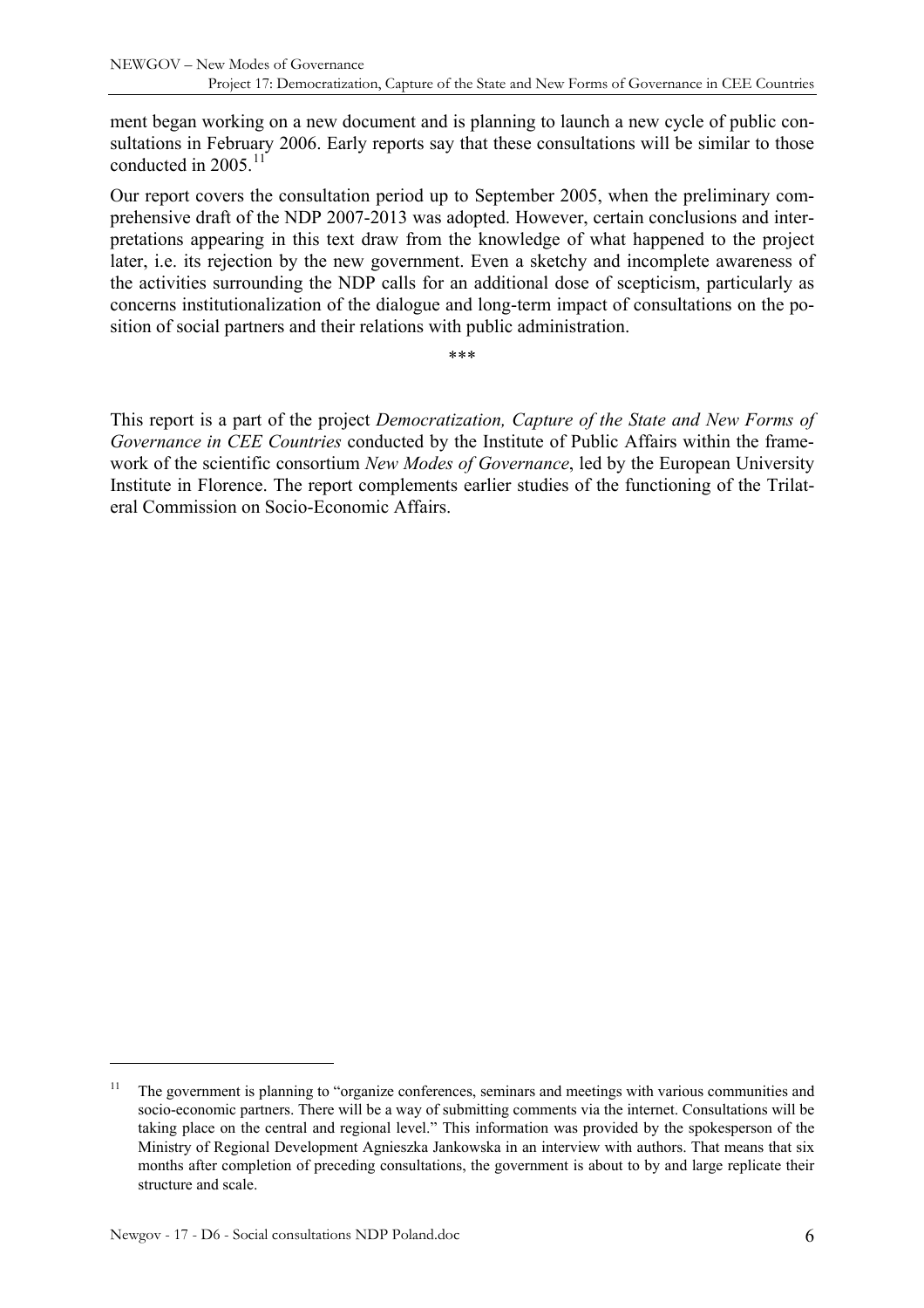ment began working on a new document and is planning to launch a new cycle of public consultations in February 2006. Early reports say that these consultations will be similar to those conducted in 2005.[11]

Our report covers the consultation period up to September 2005, when the preliminary comprehensive draft of the NDP 2007-2013 was adopted. However, certain conclusions and interpretations appearing in this text draw from the knowledge of what happened to the project later, i.e. its rejection by the new government. Even a sketchy and incomplete awareness of the activities surrounding the NDP calls for an additional dose of scepticism, particularly as concerns institutionalization of the dialogue and long-term impact of consultations on the position of social partners and their relations with public administration.

\*\*\*

This report is a part of the project *Democratization, Capture of the State and New Forms of Governance in CEE Countries* conducted by the Institute of Public Affairs within the framework of the scientific consortium *New Modes of Governance*, led by the European University Institute in Florence. The report complements earlier studies of the functioning of the Trilateral Commission on Socio-Economic Affairs.

---

[11] The government is planning to "organize conferences, seminars and meetings with various communities and socio-economic partners. There will be a way of submitting comments via the internet. Consultations will be taking place on the central and regional level." This information was provided by the spokesperson of the Ministry of Regional Development Agnieszka Jankowska in an interview with authors. That means that six months after completion of preceding consultations, the government is about to by and large replicate their structure and scale.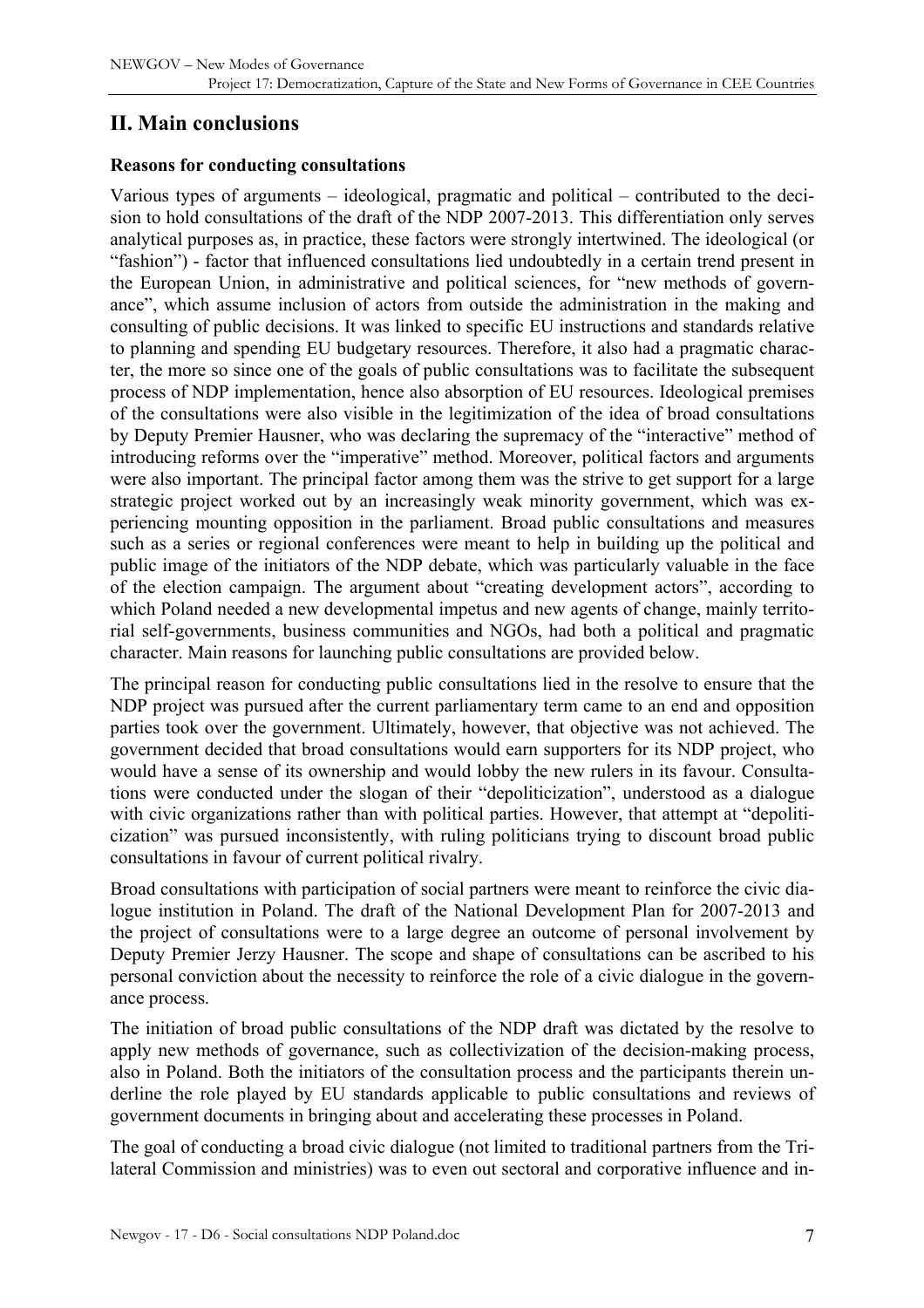## II. Main conclusions

**Reasons for conducting consultations**

Various types of arguments – ideological, pragmatic and political – contributed to the decision to hold consultations of the draft of the NDP 2007-2013. This differentiation only serves analytical purposes as, in practice, these factors were strongly intertwined. The ideological (or "fashion") - factor that influenced consultations lied undoubtedly in a certain trend present in the European Union, in administrative and political sciences, for "new methods of governance", which assume inclusion of actors from outside the administration in the making and consulting of public decisions. It was linked to specific EU instructions and standards relative to planning and spending EU budgetary resources. Therefore, it also had a pragmatic character, the more so since one of the goals of public consultations was to facilitate the subsequent process of NDP implementation, hence also absorption of EU resources. Ideological premises of the consultations were also visible in the legitimization of the idea of broad consultations by Deputy Premier Hausner, who was declaring the supremacy of the "interactive" method of introducing reforms over the "imperative" method. Moreover, political factors and arguments were also important. The principal factor among them was the strive to get support for a large strategic project worked out by an increasingly weak minority government, which was experiencing mounting opposition in the parliament. Broad public consultations and measures such as a series or regional conferences were meant to help in building up the political and public image of the initiators of the NDP debate, which was particularly valuable in the face of the election campaign. The argument about "creating development actors", according to which Poland needed a new developmental impetus and new agents of change, mainly territorial self-governments, business communities and NGOs, had both a political and pragmatic character. Main reasons for launching public consultations are provided below.

The principal reason for conducting public consultations lied in the resolve to ensure that the NDP project was pursued after the current parliamentary term came to an end and opposition parties took over the government. Ultimately, however, that objective was not achieved. The government decided that broad consultations would earn supporters for its NDP project, who would have a sense of its ownership and would lobby the new rulers in its favour. Consultations were conducted under the slogan of their "depoliticization", understood as a dialogue with civic organizations rather than with political parties. However, that attempt at "depoliticization" was pursued inconsistently, with ruling politicians trying to discount broad public consultations in favour of current political rivalry.

Broad consultations with participation of social partners were meant to reinforce the civic dialogue institution in Poland. The draft of the National Development Plan for 2007-2013 and the project of consultations were to a large degree an outcome of personal involvement by Deputy Premier Jerzy Hausner. The scope and shape of consultations can be ascribed to his personal conviction about the necessity to reinforce the role of a civic dialogue in the governance process.

The initiation of broad public consultations of the NDP draft was dictated by the resolve to apply new methods of governance, such as collectivization of the decision-making process, also in Poland. Both the initiators of the consultation process and the participants therein underline the role played by EU standards applicable to public consultations and reviews of government documents in bringing about and accelerating these processes in Poland.

The goal of conducting a broad civic dialogue (not limited to traditional partners from the Trilateral Commission and ministries) was to even out sectoral and corporative influence and in-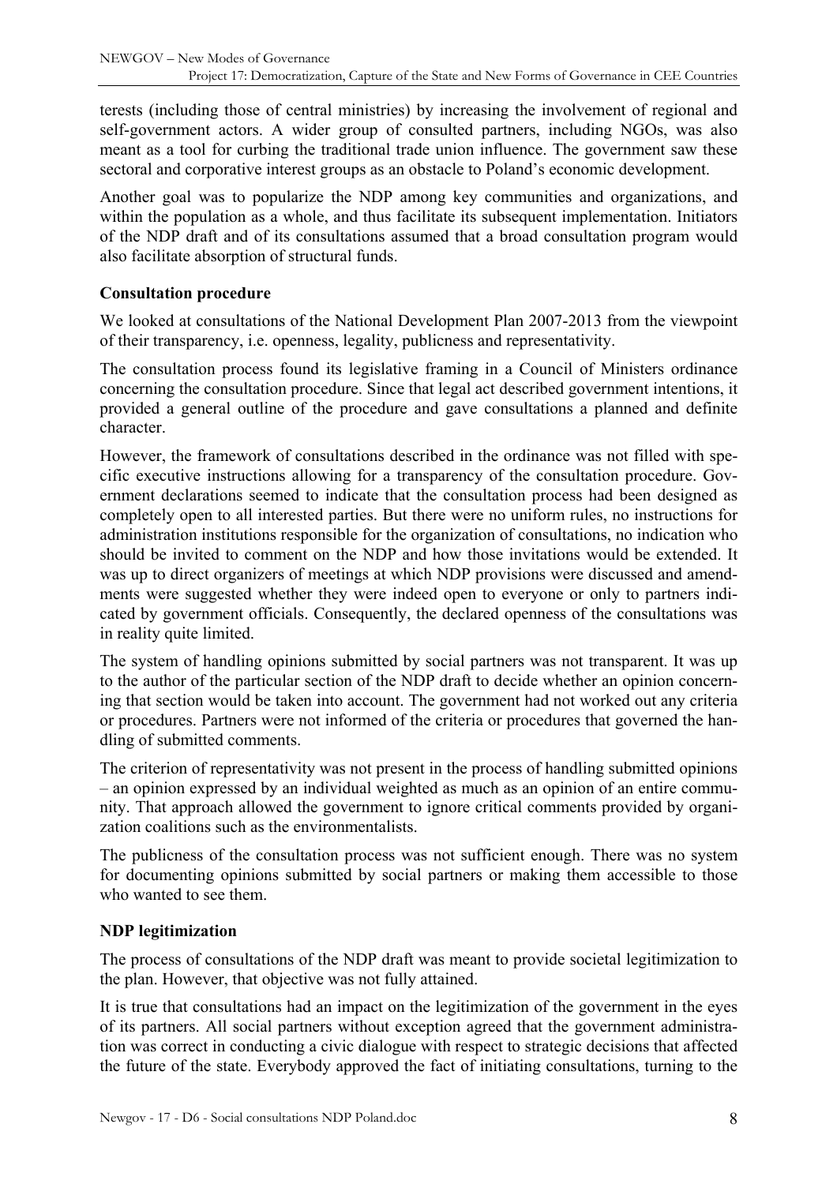terests (including those of central ministries) by increasing the involvement of regional and self-government actors. A wider group of consulted partners, including NGOs, was also meant as a tool for curbing the traditional trade union influence. The government saw these sectoral and corporative interest groups as an obstacle to Poland's economic development.

Another goal was to popularize the NDP among key communities and organizations, and within the population as a whole, and thus facilitate its subsequent implementation. Initiators of the NDP draft and of its consultations assumed that a broad consultation program would also facilitate absorption of structural funds.

**Consultation procedure**

We looked at consultations of the National Development Plan 2007-2013 from the viewpoint of their transparency, i.e. openness, legality, publicness and representativity.

The consultation process found its legislative framing in a Council of Ministers ordinance concerning the consultation procedure. Since that legal act described government intentions, it provided a general outline of the procedure and gave consultations a planned and definite character.

However, the framework of consultations described in the ordinance was not filled with specific executive instructions allowing for a transparency of the consultation procedure. Government declarations seemed to indicate that the consultation process had been designed as completely open to all interested parties. But there were no uniform rules, no instructions for administration institutions responsible for the organization of consultations, no indication who should be invited to comment on the NDP and how those invitations would be extended. It was up to direct organizers of meetings at which NDP provisions were discussed and amendments were suggested whether they were indeed open to everyone or only to partners indicated by government officials. Consequently, the declared openness of the consultations was in reality quite limited.

The system of handling opinions submitted by social partners was not transparent. It was up to the author of the particular section of the NDP draft to decide whether an opinion concerning that section would be taken into account. The government had not worked out any criteria or procedures. Partners were not informed of the criteria or procedures that governed the handling of submitted comments.

The criterion of representativity was not present in the process of handling submitted opinions – an opinion expressed by an individual weighted as much as an opinion of an entire community. That approach allowed the government to ignore critical comments provided by organization coalitions such as the environmentalists.

The publicness of the consultation process was not sufficient enough. There was no system for documenting opinions submitted by social partners or making them accessible to those who wanted to see them.

**NDP legitimization**

The process of consultations of the NDP draft was meant to provide societal legitimization to the plan. However, that objective was not fully attained.

It is true that consultations had an impact on the legitimization of the government in the eyes of its partners. All social partners without exception agreed that the government administration was correct in conducting a civic dialogue with respect to strategic decisions that affected the future of the state. Everybody approved the fact of initiating consultations, turning to the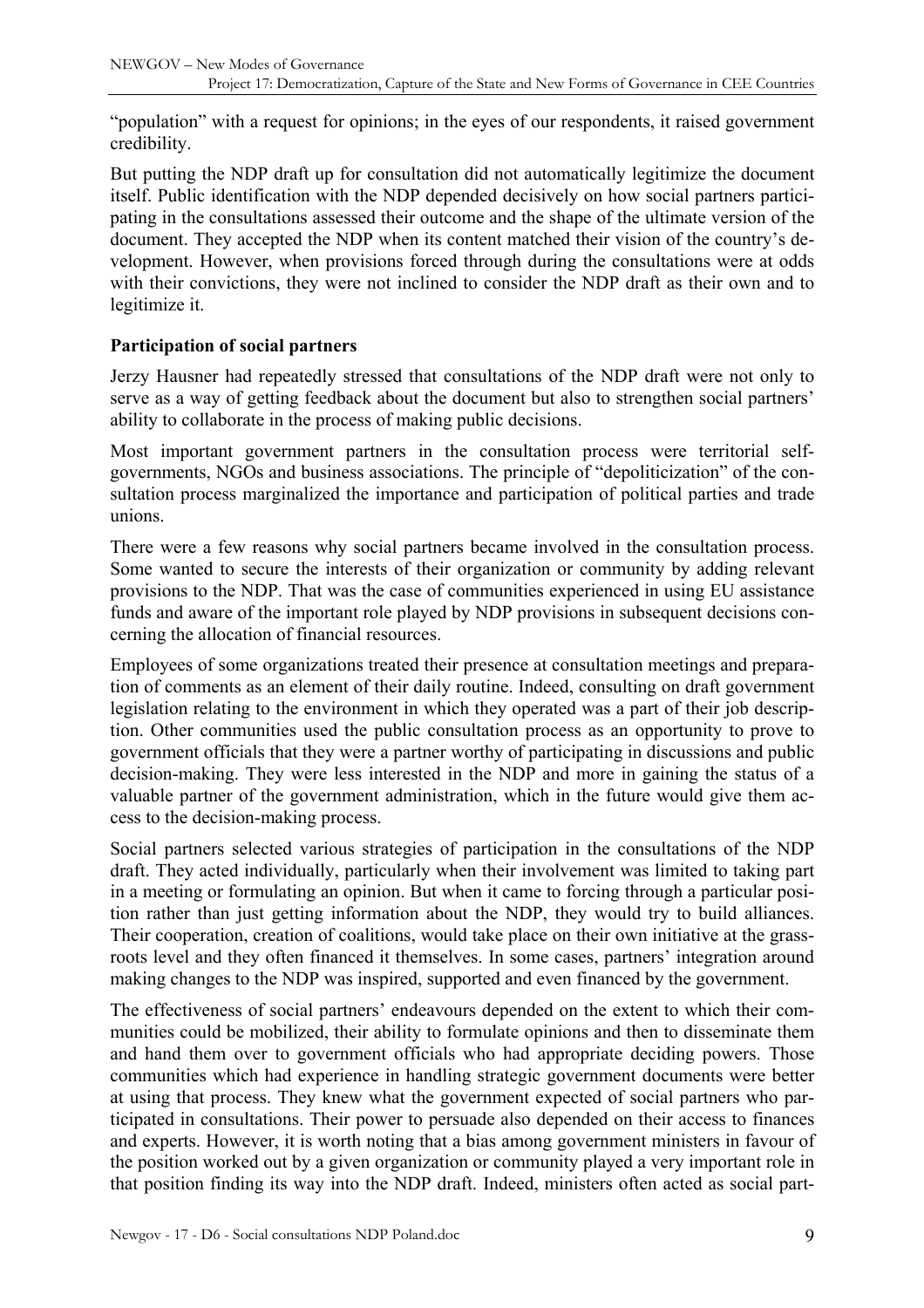"population" with a request for opinions; in the eyes of our respondents, it raised government credibility.

But putting the NDP draft up for consultation did not automatically legitimize the document itself. Public identification with the NDP depended decisively on how social partners participating in the consultations assessed their outcome and the shape of the ultimate version of the document. They accepted the NDP when its content matched their vision of the country's development. However, when provisions forced through during the consultations were at odds with their convictions, they were not inclined to consider the NDP draft as their own and to legitimize it.

**Participation of social partners**

Jerzy Hausner had repeatedly stressed that consultations of the NDP draft were not only to serve as a way of getting feedback about the document but also to strengthen social partners' ability to collaborate in the process of making public decisions.

Most important government partners in the consultation process were territorial self-governments, NGOs and business associations. The principle of "depoliticization" of the consultation process marginalized the importance and participation of political parties and trade unions.

There were a few reasons why social partners became involved in the consultation process. Some wanted to secure the interests of their organization or community by adding relevant provisions to the NDP. That was the case of communities experienced in using EU assistance funds and aware of the important role played by NDP provisions in subsequent decisions concerning the allocation of financial resources.

Employees of some organizations treated their presence at consultation meetings and preparation of comments as an element of their daily routine. Indeed, consulting on draft government legislation relating to the environment in which they operated was a part of their job description. Other communities used the public consultation process as an opportunity to prove to government officials that they were a partner worthy of participating in discussions and public decision-making. They were less interested in the NDP and more in gaining the status of a valuable partner of the government administration, which in the future would give them access to the decision-making process.

Social partners selected various strategies of participation in the consultations of the NDP draft. They acted individually, particularly when their involvement was limited to taking part in a meeting or formulating an opinion. But when it came to forcing through a particular position rather than just getting information about the NDP, they would try to build alliances. Their cooperation, creation of coalitions, would take place on their own initiative at the grassroots level and they often financed it themselves. In some cases, partners' integration around making changes to the NDP was inspired, supported and even financed by the government.

The effectiveness of social partners' endeavours depended on the extent to which their communities could be mobilized, their ability to formulate opinions and then to disseminate them and hand them over to government officials who had appropriate deciding powers. Those communities which had experience in handling strategic government documents were better at using that process. They knew what the government expected of social partners who participated in consultations. Their power to persuade also depended on their access to finances and experts. However, it is worth noting that a bias among government ministers in favour of the position worked out by a given organization or community played a very important role in that position finding its way into the NDP draft. Indeed, ministers often acted as social part-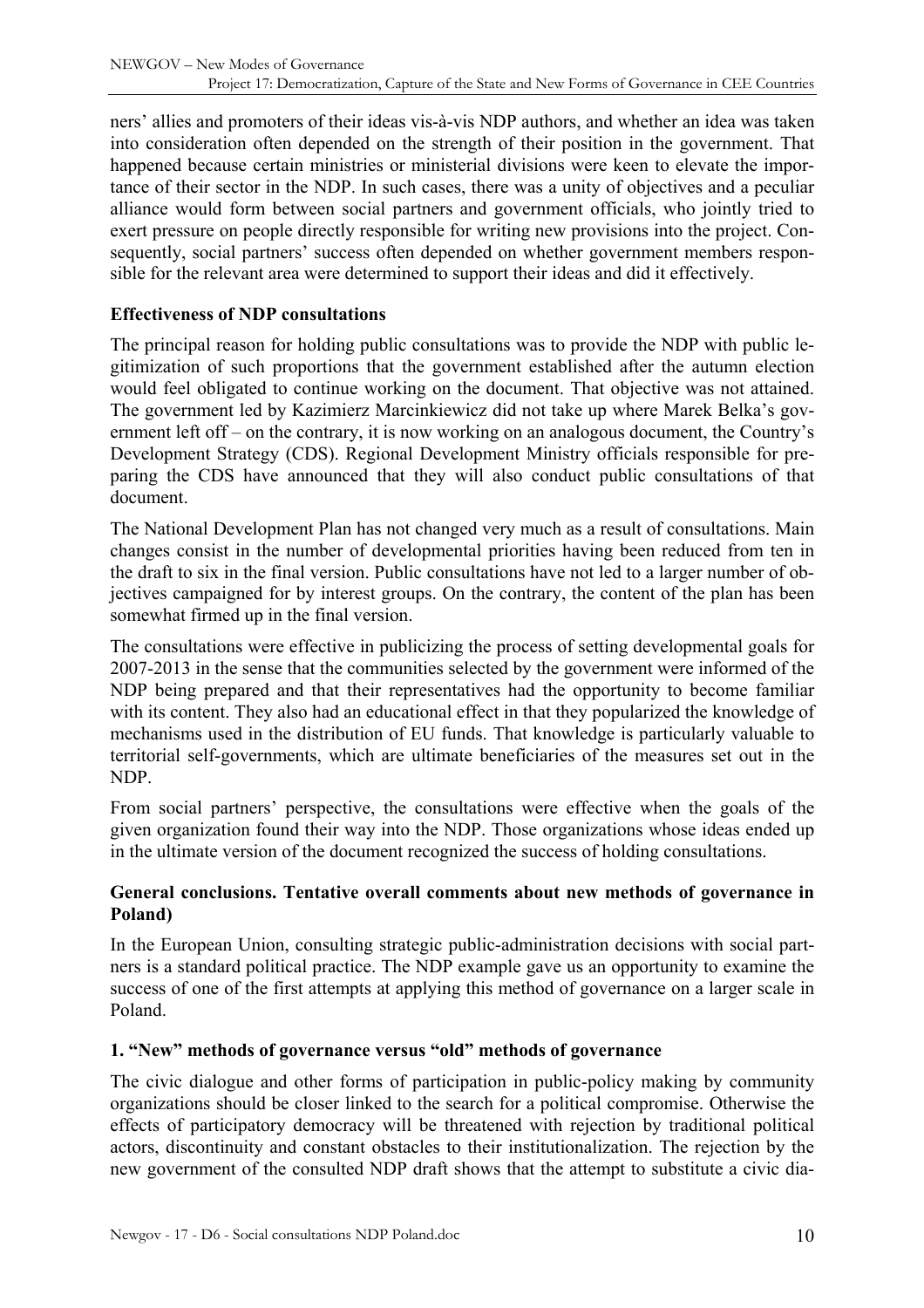ners' allies and promoters of their ideas vis-à-vis NDP authors, and whether an idea was taken into consideration often depended on the strength of their position in the government. That happened because certain ministries or ministerial divisions were keen to elevate the importance of their sector in the NDP. In such cases, there was a unity of objectives and a peculiar alliance would form between social partners and government officials, who jointly tried to exert pressure on people directly responsible for writing new provisions into the project. Consequently, social partners' success often depended on whether government members responsible for the relevant area were determined to support their ideas and did it effectively.

**Effectiveness of NDP consultations**

The principal reason for holding public consultations was to provide the NDP with public legitimization of such proportions that the government established after the autumn election would feel obligated to continue working on the document. That objective was not attained. The government led by Kazimierz Marcinkiewicz did not take up where Marek Belka's government left off – on the contrary, it is now working on an analogous document, the Country's Development Strategy (CDS). Regional Development Ministry officials responsible for preparing the CDS have announced that they will also conduct public consultations of that document.

The National Development Plan has not changed very much as a result of consultations. Main changes consist in the number of developmental priorities having been reduced from ten in the draft to six in the final version. Public consultations have not led to a larger number of objectives campaigned for by interest groups. On the contrary, the content of the plan has been somewhat firmed up in the final version.

The consultations were effective in publicizing the process of setting developmental goals for 2007-2013 in the sense that the communities selected by the government were informed of the NDP being prepared and that their representatives had the opportunity to become familiar with its content. They also had an educational effect in that they popularized the knowledge of mechanisms used in the distribution of EU funds. That knowledge is particularly valuable to territorial self-governments, which are ultimate beneficiaries of the measures set out in the NDP.

From social partners' perspective, the consultations were effective when the goals of the given organization found their way into the NDP. Those organizations whose ideas ended up in the ultimate version of the document recognized the success of holding consultations.

**General conclusions. Tentative overall comments about new methods of governance in Poland)**

In the European Union, consulting strategic public-administration decisions with social partners is a standard political practice. The NDP example gave us an opportunity to examine the success of one of the first attempts at applying this method of governance on a larger scale in Poland.

**1. "New" methods of governance versus "old" methods of governance**

The civic dialogue and other forms of participation in public-policy making by community organizations should be closer linked to the search for a political compromise. Otherwise the effects of participatory democracy will be threatened with rejection by traditional political actors, discontinuity and constant obstacles to their institutionalization. The rejection by the new government of the consulted NDP draft shows that the attempt to substitute a civic dia-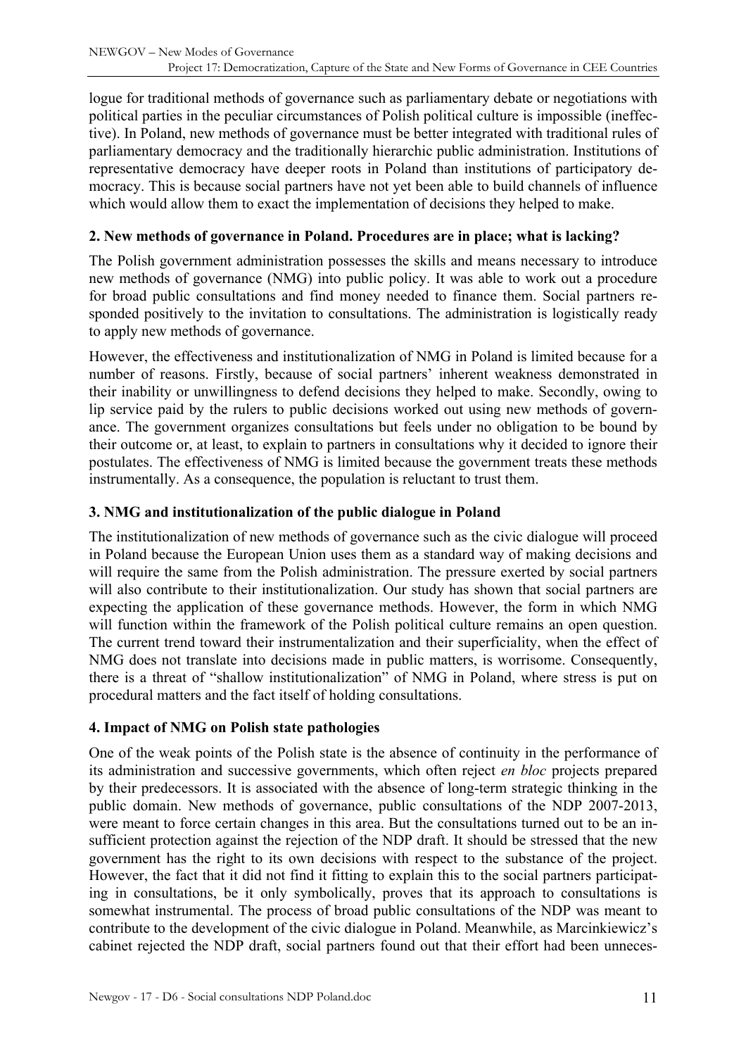logue for traditional methods of governance such as parliamentary debate or negotiations with political parties in the peculiar circumstances of Polish political culture is impossible (ineffective). In Poland, new methods of governance must be better integrated with traditional rules of parliamentary democracy and the traditionally hierarchic public administration. Institutions of representative democracy have deeper roots in Poland than institutions of participatory democracy. This is because social partners have not yet been able to build channels of influence which would allow them to exact the implementation of decisions they helped to make.

### 2. New methods of governance in Poland. Procedures are in place; what is lacking?

The Polish government administration possesses the skills and means necessary to introduce new methods of governance (NMG) into public policy. It was able to work out a procedure for broad public consultations and find money needed to finance them. Social partners responded positively to the invitation to consultations. The administration is logistically ready to apply new methods of governance.

However, the effectiveness and institutionalization of NMG in Poland is limited because for a number of reasons. Firstly, because of social partners' inherent weakness demonstrated in their inability or unwillingness to defend decisions they helped to make. Secondly, owing to lip service paid by the rulers to public decisions worked out using new methods of governance. The government organizes consultations but feels under no obligation to be bound by their outcome or, at least, to explain to partners in consultations why it decided to ignore their postulates. The effectiveness of NMG is limited because the government treats these methods instrumentally. As a consequence, the population is reluctant to trust them.

### 3. NMG and institutionalization of the public dialogue in Poland

The institutionalization of new methods of governance such as the civic dialogue will proceed in Poland because the European Union uses them as a standard way of making decisions and will require the same from the Polish administration. The pressure exerted by social partners will also contribute to their institutionalization. Our study has shown that social partners are expecting the application of these governance methods. However, the form in which NMG will function within the framework of the Polish political culture remains an open question. The current trend toward their instrumentalization and their superficiality, when the effect of NMG does not translate into decisions made in public matters, is worrisome. Consequently, there is a threat of "shallow institutionalization" of NMG in Poland, where stress is put on procedural matters and the fact itself of holding consultations.

### 4. Impact of NMG on Polish state pathologies

One of the weak points of the Polish state is the absence of continuity in the performance of its administration and successive governments, which often reject *en bloc* projects prepared by their predecessors. It is associated with the absence of long-term strategic thinking in the public domain. New methods of governance, public consultations of the NDP 2007-2013, were meant to force certain changes in this area. But the consultations turned out to be an insufficient protection against the rejection of the NDP draft. It should be stressed that the new government has the right to its own decisions with respect to the substance of the project. However, the fact that it did not find it fitting to explain this to the social partners participating in consultations, be it only symbolically, proves that its approach to consultations is somewhat instrumental. The process of broad public consultations of the NDP was meant to contribute to the development of the civic dialogue in Poland. Meanwhile, as Marcinkiewicz's cabinet rejected the NDP draft, social partners found out that their effort had been unneces-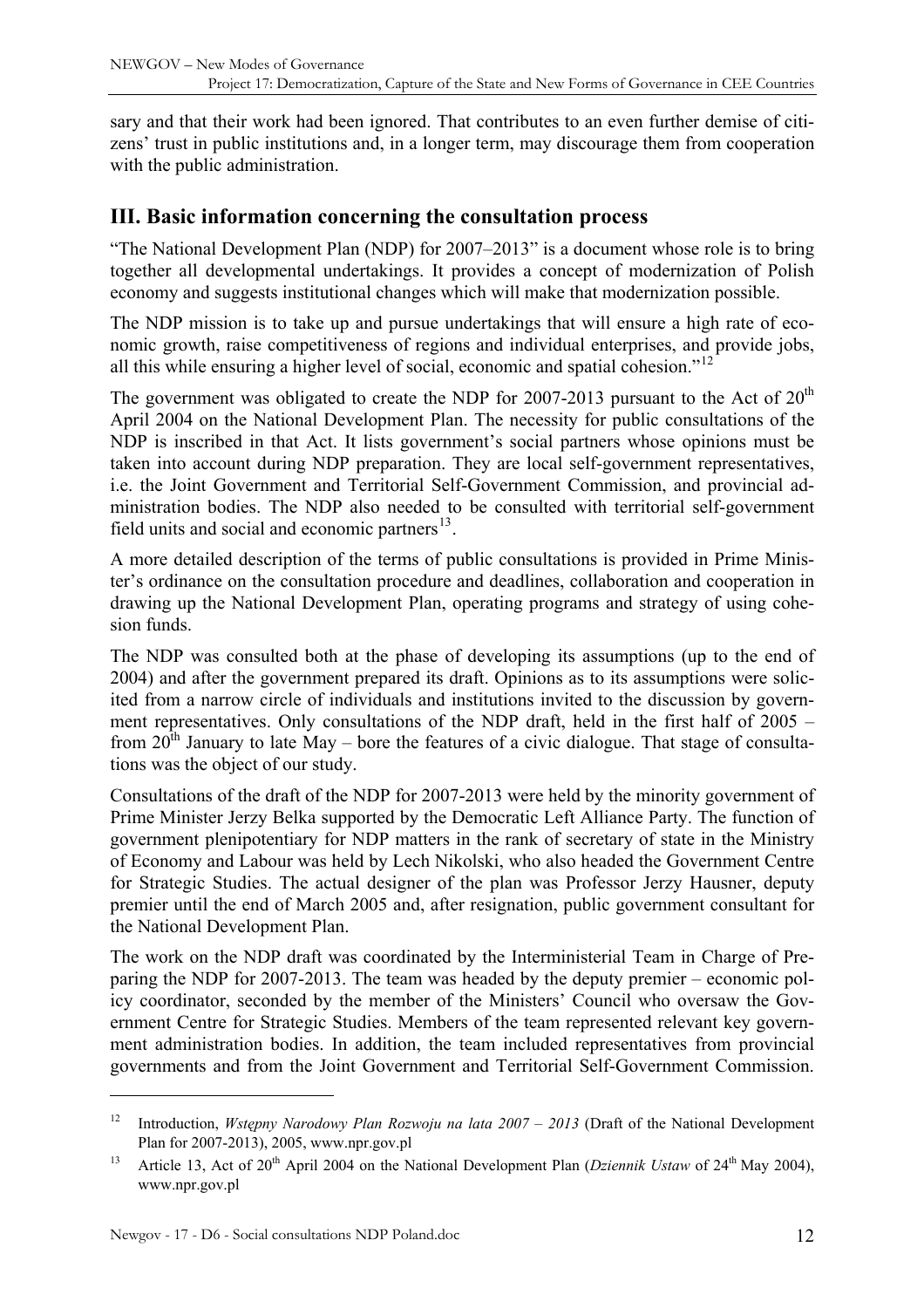sary and that their work had been ignored. That contributes to an even further demise of citizens' trust in public institutions and, in a longer term, may discourage them from cooperation with the public administration.

## III. Basic information concerning the consultation process

"The National Development Plan (NDP) for 2007–2013" is a document whose role is to bring together all developmental undertakings. It provides a concept of modernization of Polish economy and suggests institutional changes which will make that modernization possible.

The NDP mission is to take up and pursue undertakings that will ensure a high rate of economic growth, raise competitiveness of regions and individual enterprises, and provide jobs, all this while ensuring a higher level of social, economic and spatial cohesion."[12]

The government was obligated to create the NDP for 2007-2013 pursuant to the Act of 20th April 2004 on the National Development Plan. The necessity for public consultations of the NDP is inscribed in that Act. It lists government's social partners whose opinions must be taken into account during NDP preparation. They are local self-government representatives, i.e. the Joint Government and Territorial Self-Government Commission, and provincial administration bodies. The NDP also needed to be consulted with territorial self-government field units and social and economic partners[13].

A more detailed description of the terms of public consultations is provided in Prime Minister's ordinance on the consultation procedure and deadlines, collaboration and cooperation in drawing up the National Development Plan, operating programs and strategy of using cohesion funds.

The NDP was consulted both at the phase of developing its assumptions (up to the end of 2004) and after the government prepared its draft. Opinions as to its assumptions were solicited from a narrow circle of individuals and institutions invited to the discussion by government representatives. Only consultations of the NDP draft, held in the first half of 2005 – from 20th January to late May – bore the features of a civic dialogue. That stage of consultations was the object of our study.

Consultations of the draft of the NDP for 2007-2013 were held by the minority government of Prime Minister Jerzy Belka supported by the Democratic Left Alliance Party. The function of government plenipotentiary for NDP matters in the rank of secretary of state in the Ministry of Economy and Labour was held by Lech Nikolski, who also headed the Government Centre for Strategic Studies. The actual designer of the plan was Professor Jerzy Hausner, deputy premier until the end of March 2005 and, after resignation, public government consultant for the National Development Plan.

The work on the NDP draft was coordinated by the Interministerial Team in Charge of Preparing the NDP for 2007-2013. The team was headed by the deputy premier – economic policy coordinator, seconded by the member of the Ministers' Council who oversaw the Government Centre for Strategic Studies. Members of the team represented relevant key government administration bodies. In addition, the team included representatives from provincial governments and from the Joint Government and Territorial Self-Government Commission.

---

[12] Introduction, *Wstępny Narodowy Plan Rozwoju na lata 2007 – 2013* (Draft of the National Development Plan for 2007-2013), 2005, www.npr.gov.pl

[13] Article 13, Act of 20th April 2004 on the National Development Plan (*Dziennik Ustaw* of 24th May 2004), www.npr.gov.pl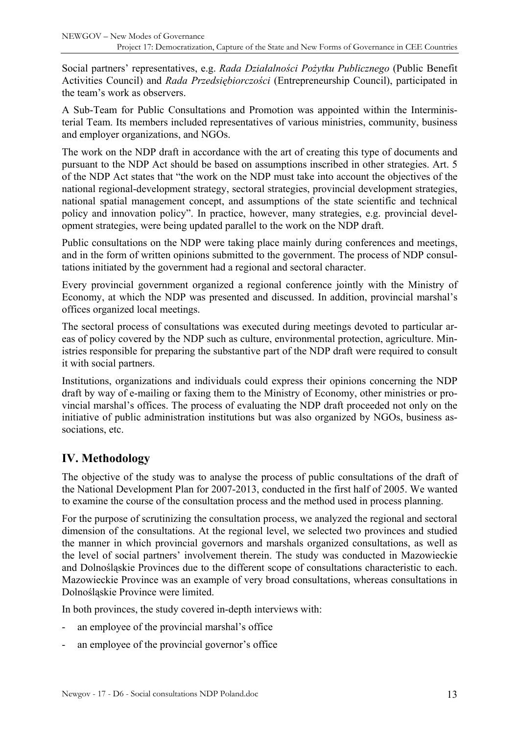Social partners' representatives, e.g. *Rada Działalności Pożytku Publicznego* (Public Benefit Activities Council) and *Rada Przedsiębiorczości* (Entrepreneurship Council), participated in the team's work as observers.

A Sub-Team for Public Consultations and Promotion was appointed within the Interministerial Team. Its members included representatives of various ministries, community, business and employer organizations, and NGOs.

The work on the NDP draft in accordance with the art of creating this type of documents and pursuant to the NDP Act should be based on assumptions inscribed in other strategies. Art. 5 of the NDP Act states that "the work on the NDP must take into account the objectives of the national regional-development strategy, sectoral strategies, provincial development strategies, national spatial management concept, and assumptions of the state scientific and technical policy and innovation policy". In practice, however, many strategies, e.g. provincial development strategies, were being updated parallel to the work on the NDP draft.

Public consultations on the NDP were taking place mainly during conferences and meetings, and in the form of written opinions submitted to the government. The process of NDP consultations initiated by the government had a regional and sectoral character.

Every provincial government organized a regional conference jointly with the Ministry of Economy, at which the NDP was presented and discussed. In addition, provincial marshal's offices organized local meetings.

The sectoral process of consultations was executed during meetings devoted to particular areas of policy covered by the NDP such as culture, environmental protection, agriculture. Ministries responsible for preparing the substantive part of the NDP draft were required to consult it with social partners.

Institutions, organizations and individuals could express their opinions concerning the NDP draft by way of e-mailing or faxing them to the Ministry of Economy, other ministries or provincial marshal's offices. The process of evaluating the NDP draft proceeded not only on the initiative of public administration institutions but was also organized by NGOs, business associations, etc.

## IV. Methodology

The objective of the study was to analyse the process of public consultations of the draft of the National Development Plan for 2007-2013, conducted in the first half of 2005. We wanted to examine the course of the consultation process and the method used in process planning.

For the purpose of scrutinizing the consultation process, we analyzed the regional and sectoral dimension of the consultations. At the regional level, we selected two provinces and studied the manner in which provincial governors and marshals organized consultations, as well as the level of social partners' involvement therein. The study was conducted in Mazowieckie and Dolnośląskie Provinces due to the different scope of consultations characteristic to each. Mazowieckie Province was an example of very broad consultations, whereas consultations in Dolnośląskie Province were limited.

In both provinces, the study covered in-depth interviews with:

- an employee of the provincial marshal's office
- an employee of the provincial governor's office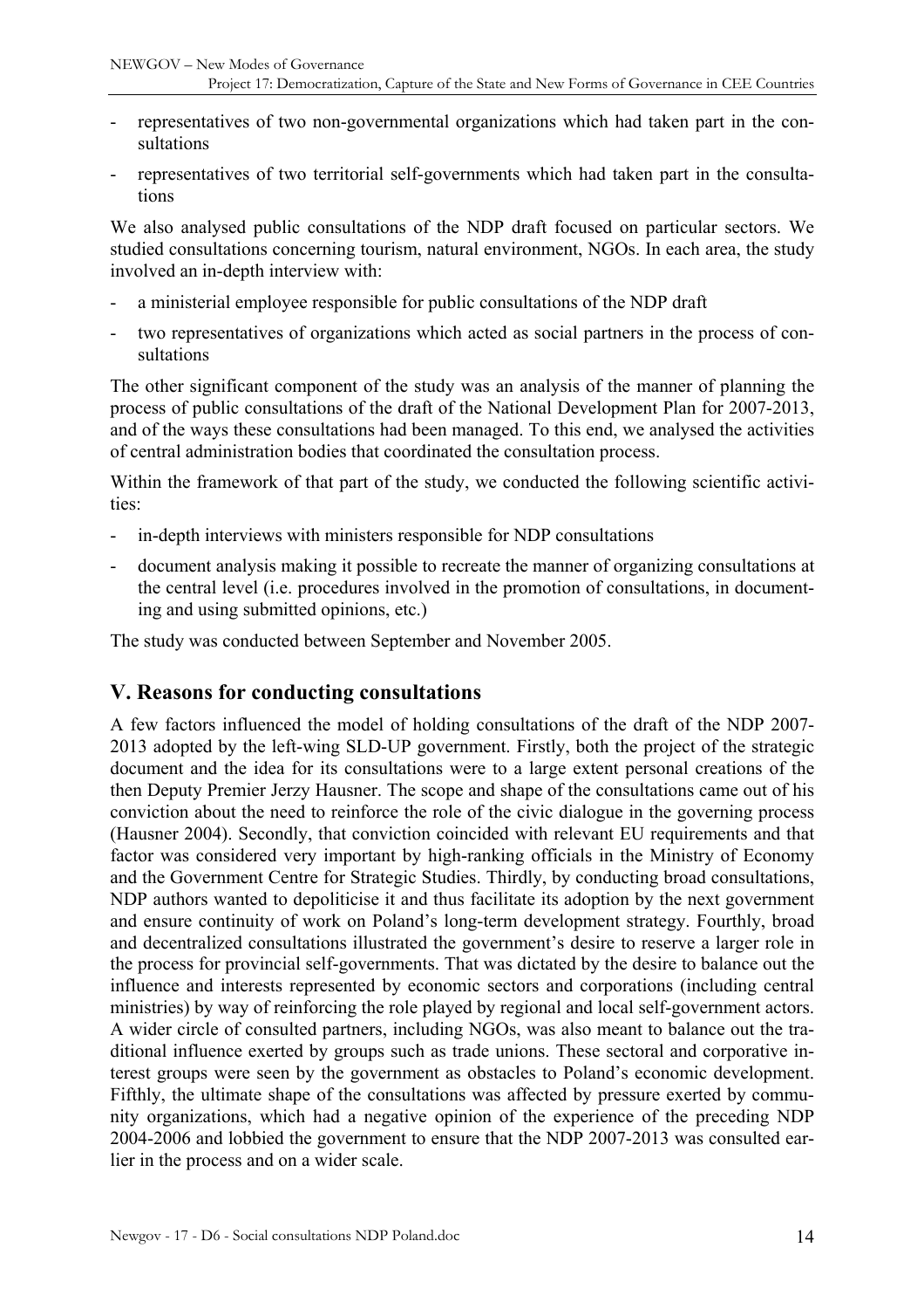- representatives of two non-governmental organizations which had taken part in the consultations
- representatives of two territorial self-governments which had taken part in the consultations

We also analysed public consultations of the NDP draft focused on particular sectors. We studied consultations concerning tourism, natural environment, NGOs. In each area, the study involved an in-depth interview with:

- a ministerial employee responsible for public consultations of the NDP draft
- two representatives of organizations which acted as social partners in the process of consultations

The other significant component of the study was an analysis of the manner of planning the process of public consultations of the draft of the National Development Plan for 2007-2013, and of the ways these consultations had been managed. To this end, we analysed the activities of central administration bodies that coordinated the consultation process.

Within the framework of that part of the study, we conducted the following scientific activities:

- in-depth interviews with ministers responsible for NDP consultations
- document analysis making it possible to recreate the manner of organizing consultations at the central level (i.e. procedures involved in the promotion of consultations, in documenting and using submitted opinions, etc.)

The study was conducted between September and November 2005.

## V. Reasons for conducting consultations

A few factors influenced the model of holding consultations of the draft of the NDP 2007-2013 adopted by the left-wing SLD-UP government. Firstly, both the project of the strategic document and the idea for its consultations were to a large extent personal creations of the then Deputy Premier Jerzy Hausner. The scope and shape of the consultations came out of his conviction about the need to reinforce the role of the civic dialogue in the governing process (Hausner 2004). Secondly, that conviction coincided with relevant EU requirements and that factor was considered very important by high-ranking officials in the Ministry of Economy and the Government Centre for Strategic Studies. Thirdly, by conducting broad consultations, NDP authors wanted to depoliticise it and thus facilitate its adoption by the next government and ensure continuity of work on Poland's long-term development strategy. Fourthly, broad and decentralized consultations illustrated the government's desire to reserve a larger role in the process for provincial self-governments. That was dictated by the desire to balance out the influence and interests represented by economic sectors and corporations (including central ministries) by way of reinforcing the role played by regional and local self-government actors. A wider circle of consulted partners, including NGOs, was also meant to balance out the traditional influence exerted by groups such as trade unions. These sectoral and corporative interest groups were seen by the government as obstacles to Poland's economic development. Fifthly, the ultimate shape of the consultations was affected by pressure exerted by community organizations, which had a negative opinion of the experience of the preceding NDP 2004-2006 and lobbied the government to ensure that the NDP 2007-2013 was consulted earlier in the process and on a wider scale.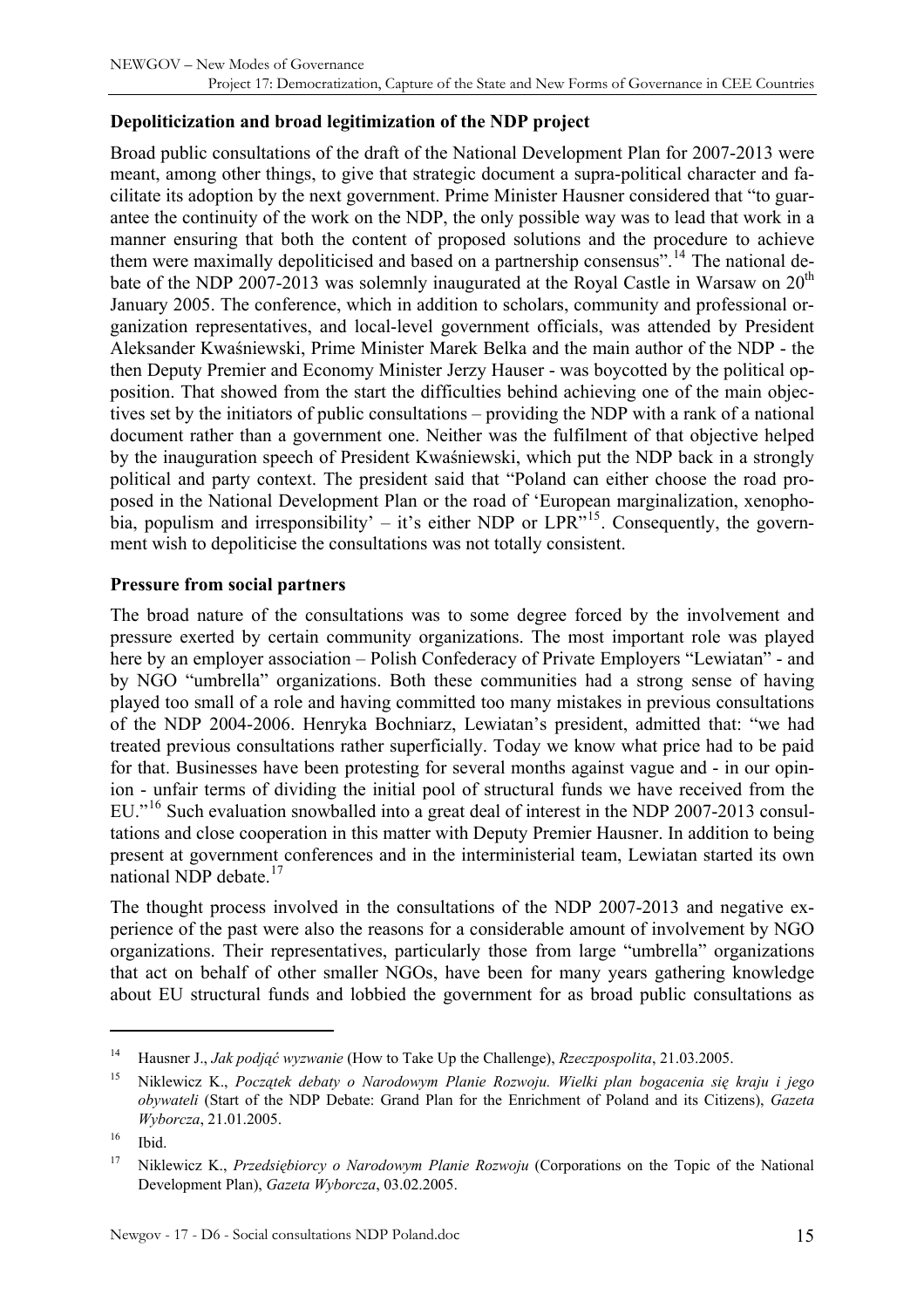**Depoliticization and broad legitimization of the NDP project**

Broad public consultations of the draft of the National Development Plan for 2007-2013 were meant, among other things, to give that strategic document a supra-political character and facilitate its adoption by the next government. Prime Minister Hausner considered that "to guarantee the continuity of the work on the NDP, the only possible way was to lead that work in a manner ensuring that both the content of proposed solutions and the procedure to achieve them were maximally depoliticised and based on a partnership consensus".[14] The national debate of the NDP 2007-2013 was solemnly inaugurated at the Royal Castle in Warsaw on 20th January 2005. The conference, which in addition to scholars, community and professional organization representatives, and local-level government officials, was attended by President Aleksander Kwaśniewski, Prime Minister Marek Belka and the main author of the NDP - the then Deputy Premier and Economy Minister Jerzy Hauser - was boycotted by the political opposition. That showed from the start the difficulties behind achieving one of the main objectives set by the initiators of public consultations – providing the NDP with a rank of a national document rather than a government one. Neither was the fulfilment of that objective helped by the inauguration speech of President Kwaśniewski, which put the NDP back in a strongly political and party context. The president said that "Poland can either choose the road proposed in the National Development Plan or the road of 'European marginalization, xenophobia, populism and irresponsibility' – it's either NDP or LPR"[15]. Consequently, the government wish to depoliticise the consultations was not totally consistent.

**Pressure from social partners**

The broad nature of the consultations was to some degree forced by the involvement and pressure exerted by certain community organizations. The most important role was played here by an employer association – Polish Confederacy of Private Employers "Lewiatan" - and by NGO "umbrella" organizations. Both these communities had a strong sense of having played too small of a role and having committed too many mistakes in previous consultations of the NDP 2004-2006. Henryka Bochniarz, Lewiatan's president, admitted that: "we had treated previous consultations rather superficially. Today we know what price had to be paid for that. Businesses have been protesting for several months against vague and - in our opinion - unfair terms of dividing the initial pool of structural funds we have received from the EU."[16] Such evaluation snowballed into a great deal of interest in the NDP 2007-2013 consultations and close cooperation in this matter with Deputy Premier Hausner. In addition to being present at government conferences and in the interministerial team, Lewiatan started its own national NDP debate.[17]

The thought process involved in the consultations of the NDP 2007-2013 and negative experience of the past were also the reasons for a considerable amount of involvement by NGO organizations. Their representatives, particularly those from large "umbrella" organizations that act on behalf of other smaller NGOs, have been for many years gathering knowledge about EU structural funds and lobbied the government for as broad public consultations as

---

[14] Hausner J., *Jak podjąć wyzwanie* (How to Take Up the Challenge), *Rzeczpospolita*, 21.03.2005.

[15] Niklewicz K., *Początek debaty o Narodowym Planie Rozwoju. Wielki plan bogacenia się kraju i jego obywateli* (Start of the NDP Debate: Grand Plan for the Enrichment of Poland and its Citizens), *Gazeta Wyborcza*, 21.01.2005.

[16] Ibid.

[17] Niklewicz K., *Przedsiębiorcy o Narodowym Planie Rozwoju* (Corporations on the Topic of the National Development Plan), *Gazeta Wyborcza*, 03.02.2005.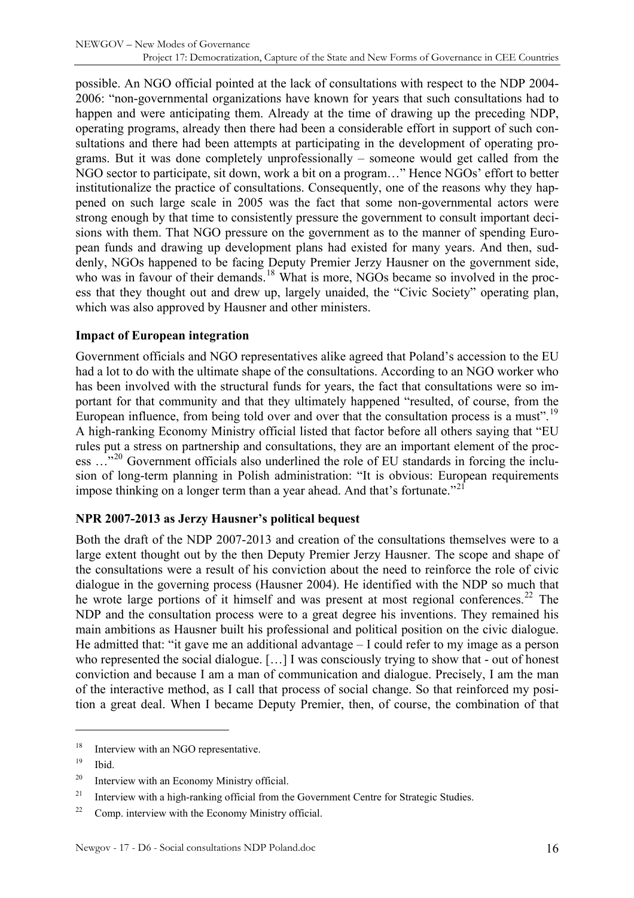possible. An NGO official pointed at the lack of consultations with respect to the NDP 2004-2006: "non-governmental organizations have known for years that such consultations had to happen and were anticipating them. Already at the time of drawing up the preceding NDP, operating programs, already then there had been a considerable effort in support of such consultations and there had been attempts at participating in the development of operating programs. But it was done completely unprofessionally – someone would get called from the NGO sector to participate, sit down, work a bit on a program…" Hence NGOs' effort to better institutionalize the practice of consultations. Consequently, one of the reasons why they happened on such large scale in 2005 was the fact that some non-governmental actors were strong enough by that time to consistently pressure the government to consult important decisions with them. That NGO pressure on the government as to the manner of spending European funds and drawing up development plans had existed for many years. And then, suddenly, NGOs happened to be facing Deputy Premier Jerzy Hausner on the government side, who was in favour of their demands.[18] What is more, NGOs became so involved in the process that they thought out and drew up, largely unaided, the "Civic Society" operating plan, which was also approved by Hausner and other ministers.

**Impact of European integration**

Government officials and NGO representatives alike agreed that Poland's accession to the EU had a lot to do with the ultimate shape of the consultations. According to an NGO worker who has been involved with the structural funds for years, the fact that consultations were so important for that community and that they ultimately happened "resulted, of course, from the European influence, from being told over and over that the consultation process is a must".[19] A high-ranking Economy Ministry official listed that factor before all others saying that "EU rules put a stress on partnership and consultations, they are an important element of the process …"[20] Government officials also underlined the role of EU standards in forcing the inclusion of long-term planning in Polish administration: "It is obvious: European requirements impose thinking on a longer term than a year ahead. And that's fortunate."[21]

**NPR 2007-2013 as Jerzy Hausner's political bequest**

Both the draft of the NDP 2007-2013 and creation of the consultations themselves were to a large extent thought out by the then Deputy Premier Jerzy Hausner. The scope and shape of the consultations were a result of his conviction about the need to reinforce the role of civic dialogue in the governing process (Hausner 2004). He identified with the NDP so much that he wrote large portions of it himself and was present at most regional conferences.[22] The NDP and the consultation process were to a great degree his inventions. They remained his main ambitions as Hausner built his professional and political position on the civic dialogue. He admitted that: "it gave me an additional advantage – I could refer to my image as a person who represented the social dialogue. […] I was consciously trying to show that - out of honest conviction and because I am a man of communication and dialogue. Precisely, I am the man of the interactive method, as I call that process of social change. So that reinforced my position a great deal. When I became Deputy Premier, then, of course, the combination of that

---

[18] Interview with an NGO representative.

[19] Ibid.

[20] Interview with an Economy Ministry official.

[21] Interview with a high-ranking official from the Government Centre for Strategic Studies.

[22] Comp. interview with the Economy Ministry official.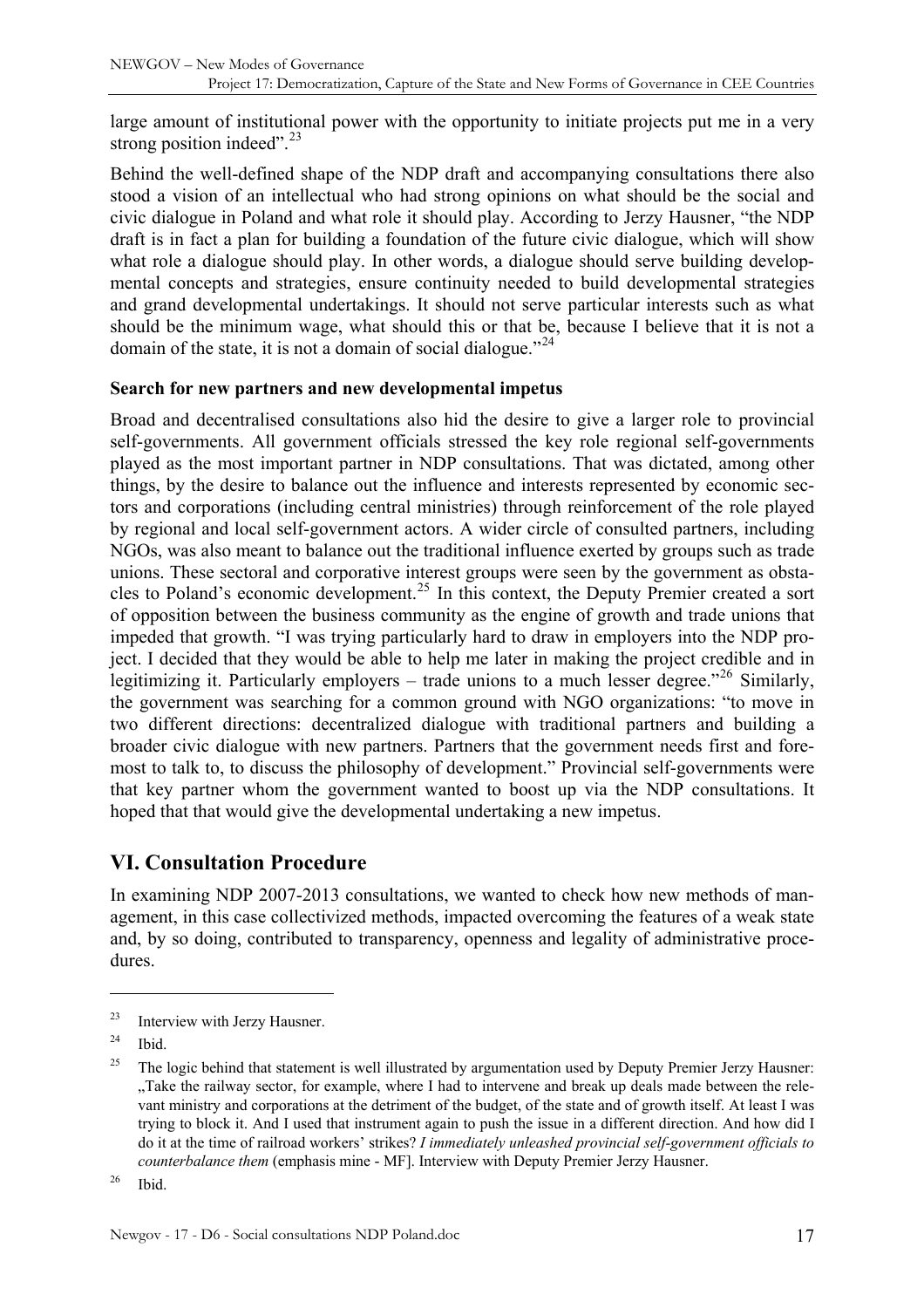large amount of institutional power with the opportunity to initiate projects put me in a very strong position indeed".[23]

Behind the well-defined shape of the NDP draft and accompanying consultations there also stood a vision of an intellectual who had strong opinions on what should be the social and civic dialogue in Poland and what role it should play. According to Jerzy Hausner, "the NDP draft is in fact a plan for building a foundation of the future civic dialogue, which will show what role a dialogue should play. In other words, a dialogue should serve building developmental concepts and strategies, ensure continuity needed to build developmental strategies and grand developmental undertakings. It should not serve particular interests such as what should be the minimum wage, what should this or that be, because I believe that it is not a domain of the state, it is not a domain of social dialogue."[24]

**Search for new partners and new developmental impetus**

Broad and decentralised consultations also hid the desire to give a larger role to provincial self-governments. All government officials stressed the key role regional self-governments played as the most important partner in NDP consultations. That was dictated, among other things, by the desire to balance out the influence and interests represented by economic sectors and corporations (including central ministries) through reinforcement of the role played by regional and local self-government actors. A wider circle of consulted partners, including NGOs, was also meant to balance out the traditional influence exerted by groups such as trade unions. These sectoral and corporative interest groups were seen by the government as obstacles to Poland's economic development.[25] In this context, the Deputy Premier created a sort of opposition between the business community as the engine of growth and trade unions that impeded that growth. "I was trying particularly hard to draw in employers into the NDP project. I decided that they would be able to help me later in making the project credible and in legitimizing it. Particularly employers – trade unions to a much lesser degree."[26] Similarly, the government was searching for a common ground with NGO organizations: "to move in two different directions: decentralized dialogue with traditional partners and building a broader civic dialogue with new partners. Partners that the government needs first and foremost to talk to, to discuss the philosophy of development." Provincial self-governments were that key partner whom the government wanted to boost up via the NDP consultations. It hoped that that would give the developmental undertaking a new impetus.

## VI. Consultation Procedure

In examining NDP 2007-2013 consultations, we wanted to check how new methods of management, in this case collectivized methods, impacted overcoming the features of a weak state and, by so doing, contributed to transparency, openness and legality of administrative procedures.

---

[23] Interview with Jerzy Hausner.

[24] Ibid.

[25] The logic behind that statement is well illustrated by argumentation used by Deputy Premier Jerzy Hausner: „Take the railway sector, for example, where I had to intervene and break up deals made between the relevant ministry and corporations at the detriment of the budget, of the state and of growth itself. At least I was trying to block it. And I used that instrument again to push the issue in a different direction. And how did I do it at the time of railroad workers' strikes? *I immediately unleashed provincial self-government officials to counterbalance them* (emphasis mine - MF]. Interview with Deputy Premier Jerzy Hausner.

[26] Ibid.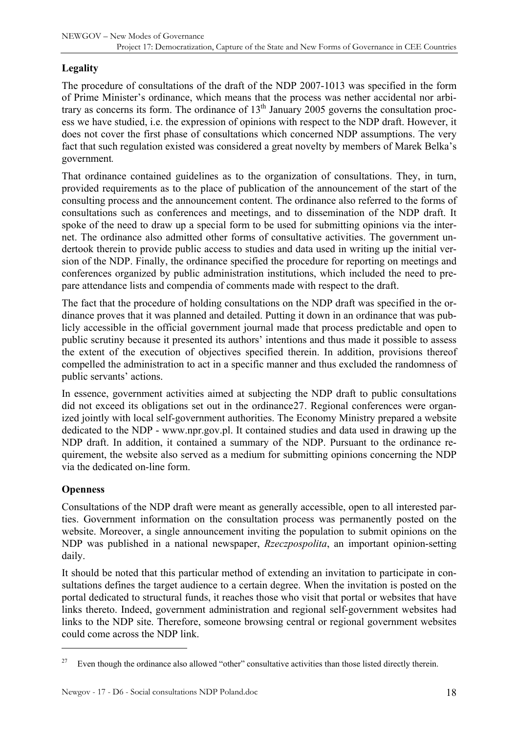## Legality

The procedure of consultations of the draft of the NDP 2007-1013 was specified in the form of Prime Minister's ordinance, which means that the process was nether accidental nor arbitrary as concerns its form. The ordinance of 13th January 2005 governs the consultation process we have studied, i.e. the expression of opinions with respect to the NDP draft. However, it does not cover the first phase of consultations which concerned NDP assumptions. The very fact that such regulation existed was considered a great novelty by members of Marek Belka's government.

That ordinance contained guidelines as to the organization of consultations. They, in turn, provided requirements as to the place of publication of the announcement of the start of the consulting process and the announcement content. The ordinance also referred to the forms of consultations such as conferences and meetings, and to dissemination of the NDP draft. It spoke of the need to draw up a special form to be used for submitting opinions via the internet. The ordinance also admitted other forms of consultative activities. The government undertook therein to provide public access to studies and data used in writing up the initial version of the NDP. Finally, the ordinance specified the procedure for reporting on meetings and conferences organized by public administration institutions, which included the need to prepare attendance lists and compendia of comments made with respect to the draft.

The fact that the procedure of holding consultations on the NDP draft was specified in the ordinance proves that it was planned and detailed. Putting it down in an ordinance that was publicly accessible in the official government journal made that process predictable and open to public scrutiny because it presented its authors' intentions and thus made it possible to assess the extent of the execution of objectives specified therein. In addition, provisions thereof compelled the administration to act in a specific manner and thus excluded the randomness of public servants' actions.

In essence, government activities aimed at subjecting the NDP draft to public consultations did not exceed its obligations set out in the ordinance[27]. Regional conferences were organized jointly with local self-government authorities. The Economy Ministry prepared a website dedicated to the NDP - www.npr.gov.pl. It contained studies and data used in drawing up the NDP draft. In addition, it contained a summary of the NDP. Pursuant to the ordinance requirement, the website also served as a medium for submitting opinions concerning the NDP via the dedicated on-line form.

## Openness

Consultations of the NDP draft were meant as generally accessible, open to all interested parties. Government information on the consultation process was permanently posted on the website. Moreover, a single announcement inviting the population to submit opinions on the NDP was published in a national newspaper, *Rzeczpospolita*, an important opinion-setting daily.

It should be noted that this particular method of extending an invitation to participate in consultations defines the target audience to a certain degree. When the invitation is posted on the portal dedicated to structural funds, it reaches those who visit that portal or websites that have links thereto. Indeed, government administration and regional self-government websites had links to the NDP site. Therefore, someone browsing central or regional government websites could come across the NDP link.

---

[27] Even though the ordinance also allowed "other" consultative activities than those listed directly therein.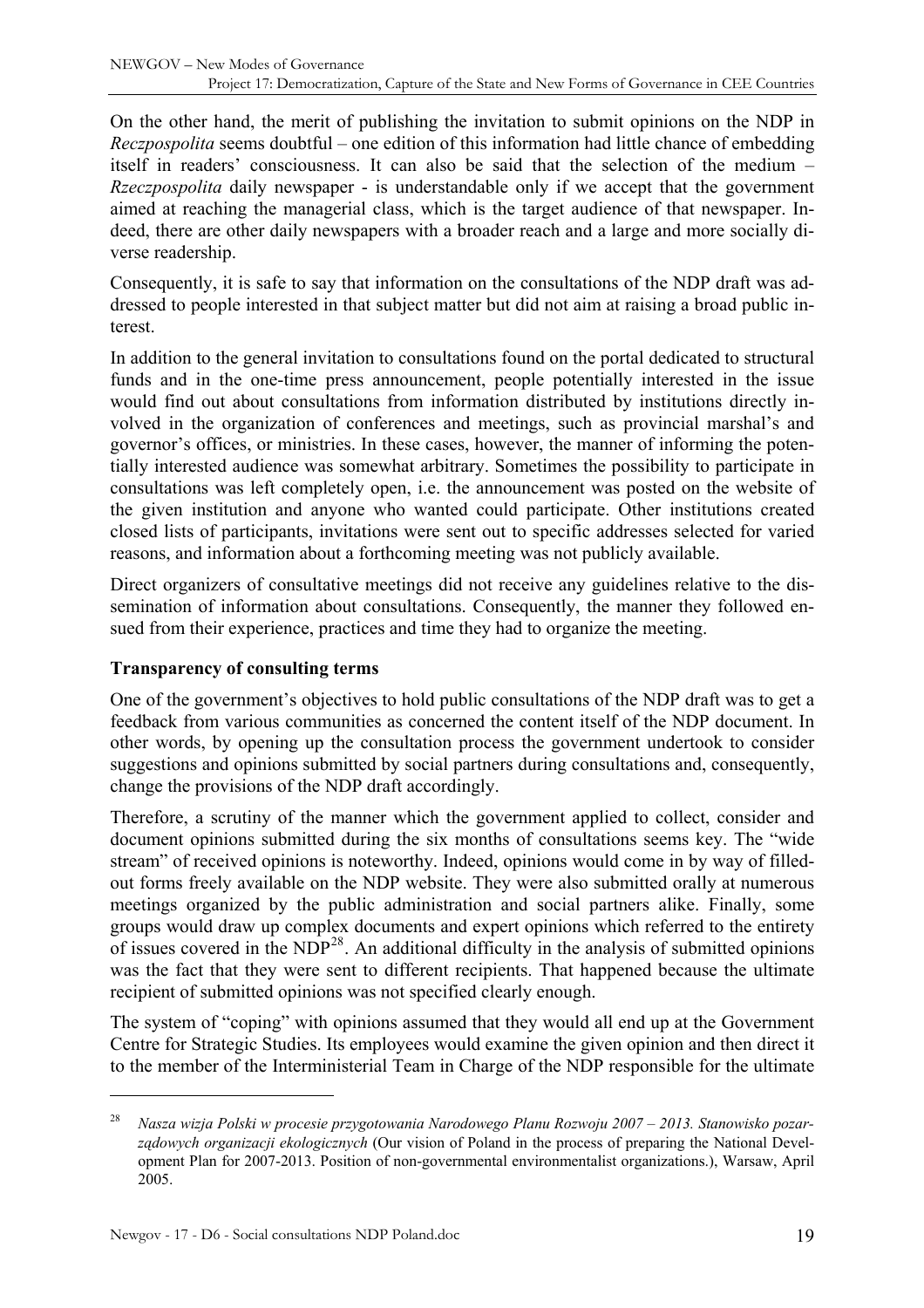On the other hand, the merit of publishing the invitation to submit opinions on the NDP in *Reczpospolita* seems doubtful – one edition of this information had little chance of embedding itself in readers' consciousness. It can also be said that the selection of the medium – *Rzeczpospolita* daily newspaper - is understandable only if we accept that the government aimed at reaching the managerial class, which is the target audience of that newspaper. Indeed, there are other daily newspapers with a broader reach and a large and more socially diverse readership.

Consequently, it is safe to say that information on the consultations of the NDP draft was addressed to people interested in that subject matter but did not aim at raising a broad public interest.

In addition to the general invitation to consultations found on the portal dedicated to structural funds and in the one-time press announcement, people potentially interested in the issue would find out about consultations from information distributed by institutions directly involved in the organization of conferences and meetings, such as provincial marshal's and governor's offices, or ministries. In these cases, however, the manner of informing the potentially interested audience was somewhat arbitrary. Sometimes the possibility to participate in consultations was left completely open, i.e. the announcement was posted on the website of the given institution and anyone who wanted could participate. Other institutions created closed lists of participants, invitations were sent out to specific addresses selected for varied reasons, and information about a forthcoming meeting was not publicly available.

Direct organizers of consultative meetings did not receive any guidelines relative to the dissemination of information about consultations. Consequently, the manner they followed ensued from their experience, practices and time they had to organize the meeting.

### Transparency of consulting terms

One of the government's objectives to hold public consultations of the NDP draft was to get a feedback from various communities as concerned the content itself of the NDP document. In other words, by opening up the consultation process the government undertook to consider suggestions and opinions submitted by social partners during consultations and, consequently, change the provisions of the NDP draft accordingly.

Therefore, a scrutiny of the manner which the government applied to collect, consider and document opinions submitted during the six months of consultations seems key. The "wide stream" of received opinions is noteworthy. Indeed, opinions would come in by way of filled-out forms freely available on the NDP website. They were also submitted orally at numerous meetings organized by the public administration and social partners alike. Finally, some groups would draw up complex documents and expert opinions which referred to the entirety of issues covered in the NDP[28]. An additional difficulty in the analysis of submitted opinions was the fact that they were sent to different recipients. That happened because the ultimate recipient of submitted opinions was not specified clearly enough.

The system of "coping" with opinions assumed that they would all end up at the Government Centre for Strategic Studies. Its employees would examine the given opinion and then direct it to the member of the Interministerial Team in Charge of the NDP responsible for the ultimate

---

[28] *Nasza wizja Polski w procesie przygotowania Narodowego Planu Rozwoju 2007 – 2013. Stanowisko pozarządowych organizacji ekologicznych* (Our vision of Poland in the process of preparing the National Development Plan for 2007-2013. Position of non-governmental environmentalist organizations.), Warsaw, April 2005.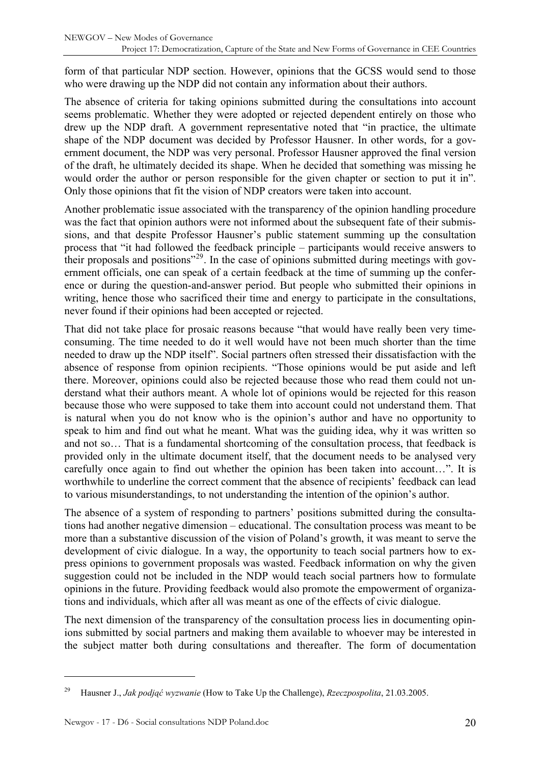form of that particular NDP section. However, opinions that the GCSS would send to those who were drawing up the NDP did not contain any information about their authors.

The absence of criteria for taking opinions submitted during the consultations into account seems problematic. Whether they were adopted or rejected dependent entirely on those who drew up the NDP draft. A government representative noted that "in practice, the ultimate shape of the NDP document was decided by Professor Hausner. In other words, for a government document, the NDP was very personal. Professor Hausner approved the final version of the draft, he ultimately decided its shape. When he decided that something was missing he would order the author or person responsible for the given chapter or section to put it in". Only those opinions that fit the vision of NDP creators were taken into account.

Another problematic issue associated with the transparency of the opinion handling procedure was the fact that opinion authors were not informed about the subsequent fate of their submissions, and that despite Professor Hausner's public statement summing up the consultation process that "it had followed the feedback principle – participants would receive answers to their proposals and positions"[29]. In the case of opinions submitted during meetings with government officials, one can speak of a certain feedback at the time of summing up the conference or during the question-and-answer period. But people who submitted their opinions in writing, hence those who sacrificed their time and energy to participate in the consultations, never found if their opinions had been accepted or rejected.

That did not take place for prosaic reasons because "that would have really been very time-consuming. The time needed to do it well would have not been much shorter than the time needed to draw up the NDP itself". Social partners often stressed their dissatisfaction with the absence of response from opinion recipients. "Those opinions would be put aside and left there. Moreover, opinions could also be rejected because those who read them could not understand what their authors meant. A whole lot of opinions would be rejected for this reason because those who were supposed to take them into account could not understand them. That is natural when you do not know who is the opinion's author and have no opportunity to speak to him and find out what he meant. What was the guiding idea, why it was written so and not so… That is a fundamental shortcoming of the consultation process, that feedback is provided only in the ultimate document itself, that the document needs to be analysed very carefully once again to find out whether the opinion has been taken into account…". It is worthwhile to underline the correct comment that the absence of recipients' feedback can lead to various misunderstandings, to not understanding the intention of the opinion's author.

The absence of a system of responding to partners' positions submitted during the consultations had another negative dimension – educational. The consultation process was meant to be more than a substantive discussion of the vision of Poland's growth, it was meant to serve the development of civic dialogue. In a way, the opportunity to teach social partners how to express opinions to government proposals was wasted. Feedback information on why the given suggestion could not be included in the NDP would teach social partners how to formulate opinions in the future. Providing feedback would also promote the empowerment of organizations and individuals, which after all was meant as one of the effects of civic dialogue.

The next dimension of the transparency of the consultation process lies in documenting opinions submitted by social partners and making them available to whoever may be interested in the subject matter both during consultations and thereafter. The form of documentation

---

[29] Hausner J., *Jak podjąć wyzwanie* (How to Take Up the Challenge), *Rzeczpospolita*, 21.03.2005.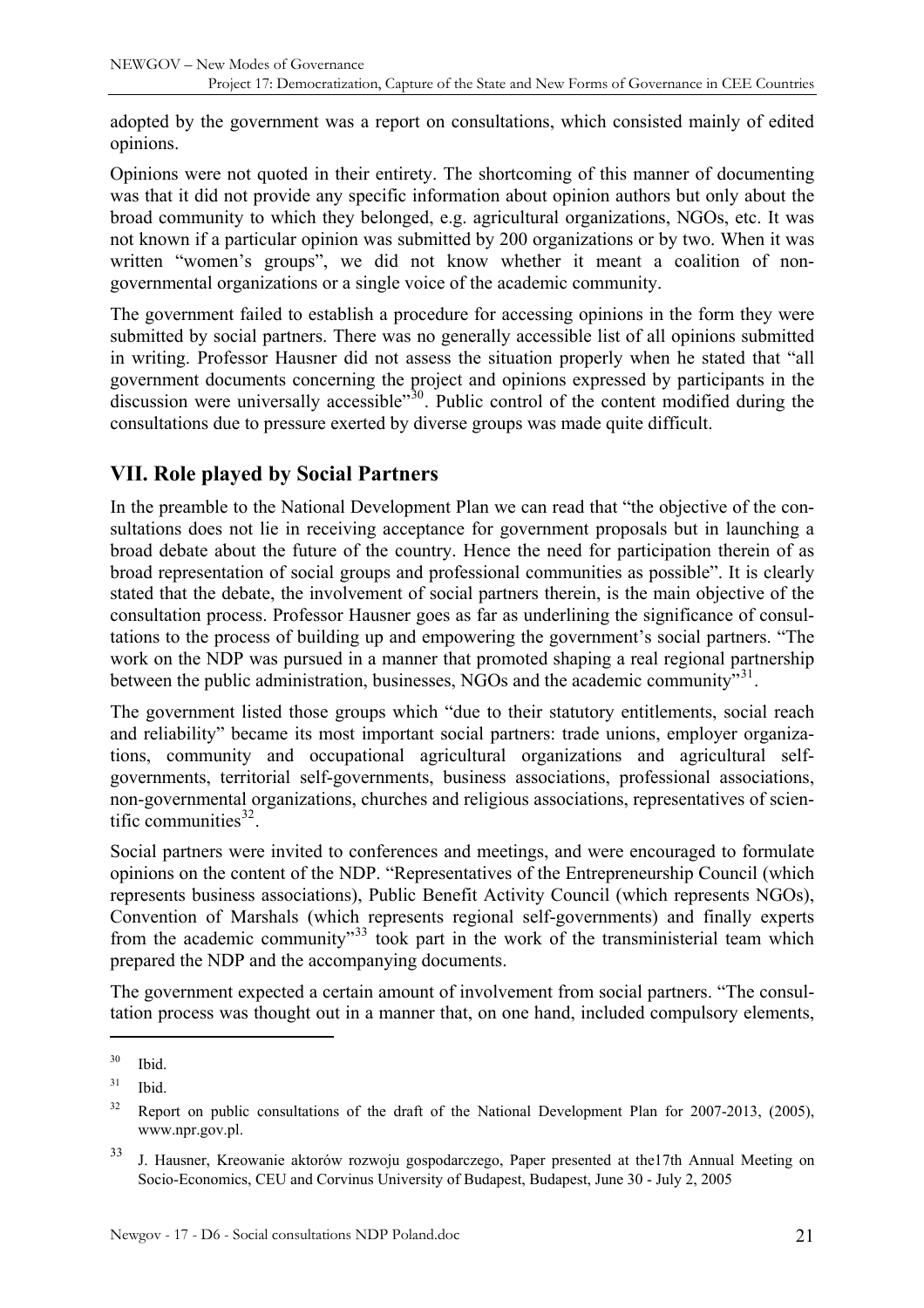adopted by the government was a report on consultations, which consisted mainly of edited opinions.

Opinions were not quoted in their entirety. The shortcoming of this manner of documenting was that it did not provide any specific information about opinion authors but only about the broad community to which they belonged, e.g. agricultural organizations, NGOs, etc. It was not known if a particular opinion was submitted by 200 organizations or by two. When it was written "women's groups", we did not know whether it meant a coalition of non-governmental organizations or a single voice of the academic community.

The government failed to establish a procedure for accessing opinions in the form they were submitted by social partners. There was no generally accessible list of all opinions submitted in writing. Professor Hausner did not assess the situation properly when he stated that "all government documents concerning the project and opinions expressed by participants in the discussion were universally accessible"[30]. Public control of the content modified during the consultations due to pressure exerted by diverse groups was made quite difficult.

## VII. Role played by Social Partners

In the preamble to the National Development Plan we can read that "the objective of the consultations does not lie in receiving acceptance for government proposals but in launching a broad debate about the future of the country. Hence the need for participation therein of as broad representation of social groups and professional communities as possible". It is clearly stated that the debate, the involvement of social partners therein, is the main objective of the consultation process. Professor Hausner goes as far as underlining the significance of consultations to the process of building up and empowering the government's social partners. "The work on the NDP was pursued in a manner that promoted shaping a real regional partnership between the public administration, businesses, NGOs and the academic community"[31].

The government listed those groups which "due to their statutory entitlements, social reach and reliability" became its most important social partners: trade unions, employer organizations, community and occupational agricultural organizations and agricultural self-governments, territorial self-governments, business associations, professional associations, non-governmental organizations, churches and religious associations, representatives of scientific communities[32].

Social partners were invited to conferences and meetings, and were encouraged to formulate opinions on the content of the NDP. "Representatives of the Entrepreneurship Council (which represents business associations), Public Benefit Activity Council (which represents NGOs), Convention of Marshals (which represents regional self-governments) and finally experts from the academic community"[33] took part in the work of the transministerial team which prepared the NDP and the accompanying documents.

The government expected a certain amount of involvement from social partners. "The consultation process was thought out in a manner that, on one hand, included compulsory elements,

---

[30] Ibid.

[31] Ibid.

[32] Report on public consultations of the draft of the National Development Plan for 2007-2013, (2005), www.npr.gov.pl.

[33] J. Hausner, Kreowanie aktorów rozwoju gospodarczego, Paper presented at the17th Annual Meeting on Socio-Economics, CEU and Corvinus University of Budapest, Budapest, June 30 - July 2, 2005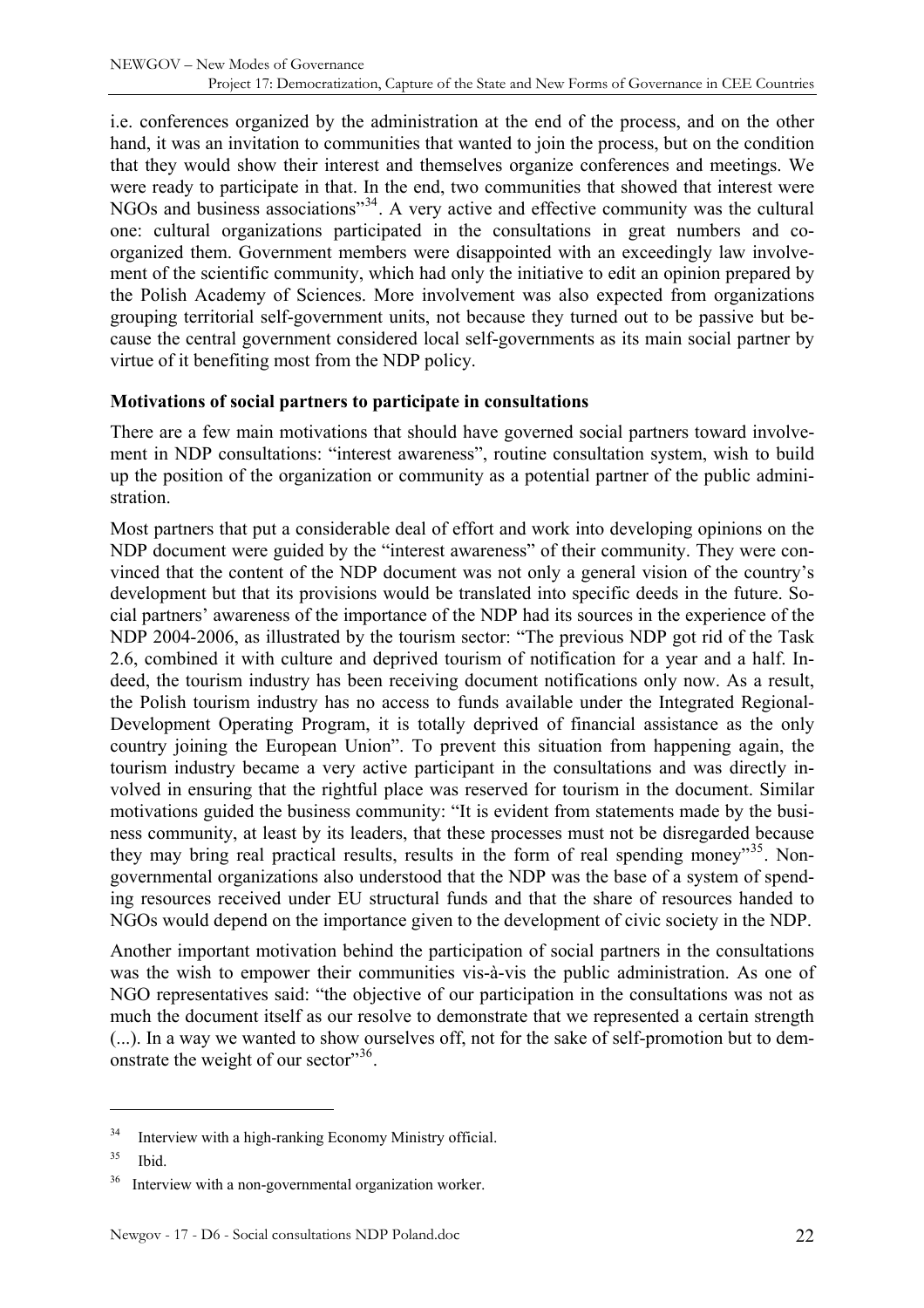i.e. conferences organized by the administration at the end of the process, and on the other hand, it was an invitation to communities that wanted to join the process, but on the condition that they would show their interest and themselves organize conferences and meetings. We were ready to participate in that. In the end, two communities that showed that interest were NGOs and business associations"[34]. A very active and effective community was the cultural one: cultural organizations participated in the consultations in great numbers and co-organized them. Government members were disappointed with an exceedingly law involvement of the scientific community, which had only the initiative to edit an opinion prepared by the Polish Academy of Sciences. More involvement was also expected from organizations grouping territorial self-government units, not because they turned out to be passive but because the central government considered local self-governments as its main social partner by virtue of it benefiting most from the NDP policy.

**Motivations of social partners to participate in consultations**

There are a few main motivations that should have governed social partners toward involvement in NDP consultations: "interest awareness", routine consultation system, wish to build up the position of the organization or community as a potential partner of the public administration.

Most partners that put a considerable deal of effort and work into developing opinions on the NDP document were guided by the "interest awareness" of their community. They were convinced that the content of the NDP document was not only a general vision of the country's development but that its provisions would be translated into specific deeds in the future. Social partners' awareness of the importance of the NDP had its sources in the experience of the NDP 2004-2006, as illustrated by the tourism sector: "The previous NDP got rid of the Task 2.6, combined it with culture and deprived tourism of notification for a year and a half. Indeed, the tourism industry has been receiving document notifications only now. As a result, the Polish tourism industry has no access to funds available under the Integrated Regional-Development Operating Program, it is totally deprived of financial assistance as the only country joining the European Union". To prevent this situation from happening again, the tourism industry became a very active participant in the consultations and was directly involved in ensuring that the rightful place was reserved for tourism in the document. Similar motivations guided the business community: "It is evident from statements made by the business community, at least by its leaders, that these processes must not be disregarded because they may bring real practical results, results in the form of real spending money"[35]. Non-governmental organizations also understood that the NDP was the base of a system of spending resources received under EU structural funds and that the share of resources handed to NGOs would depend on the importance given to the development of civic society in the NDP.

Another important motivation behind the participation of social partners in the consultations was the wish to empower their communities vis-à-vis the public administration. As one of NGO representatives said: "the objective of our participation in the consultations was not as much the document itself as our resolve to demonstrate that we represented a certain strength (...). In a way we wanted to show ourselves off, not for the sake of self-promotion but to demonstrate the weight of our sector"[36].

---

[34] Interview with a high-ranking Economy Ministry official.

[35] Ibid.

[36] Interview with a non-governmental organization worker.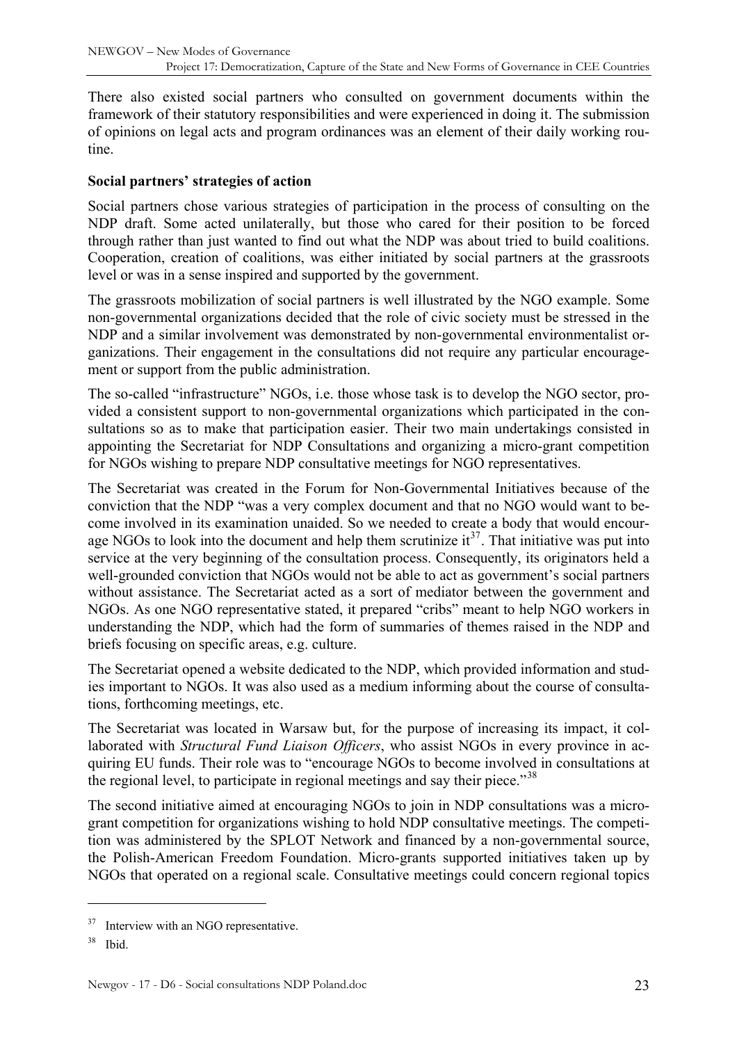There also existed social partners who consulted on government documents within the framework of their statutory responsibilities and were experienced in doing it. The submission of opinions on legal acts and program ordinances was an element of their daily working routine.

**Social partners' strategies of action**

Social partners chose various strategies of participation in the process of consulting on the NDP draft. Some acted unilaterally, but those who cared for their position to be forced through rather than just wanted to find out what the NDP was about tried to build coalitions. Cooperation, creation of coalitions, was either initiated by social partners at the grassroots level or was in a sense inspired and supported by the government.

The grassroots mobilization of social partners is well illustrated by the NGO example. Some non-governmental organizations decided that the role of civic society must be stressed in the NDP and a similar involvement was demonstrated by non-governmental environmentalist organizations. Their engagement in the consultations did not require any particular encouragement or support from the public administration.

The so-called "infrastructure" NGOs, i.e. those whose task is to develop the NGO sector, provided a consistent support to non-governmental organizations which participated in the consultations so as to make that participation easier. Their two main undertakings consisted in appointing the Secretariat for NDP Consultations and organizing a micro-grant competition for NGOs wishing to prepare NDP consultative meetings for NGO representatives.

The Secretariat was created in the Forum for Non-Governmental Initiatives because of the conviction that the NDP "was a very complex document and that no NGO would want to become involved in its examination unaided. So we needed to create a body that would encourage NGOs to look into the document and help them scrutinize it[37]. That initiative was put into service at the very beginning of the consultation process. Consequently, its originators held a well-grounded conviction that NGOs would not be able to act as government's social partners without assistance. The Secretariat acted as a sort of mediator between the government and NGOs. As one NGO representative stated, it prepared "cribs" meant to help NGO workers in understanding the NDP, which had the form of summaries of themes raised in the NDP and briefs focusing on specific areas, e.g. culture.

The Secretariat opened a website dedicated to the NDP, which provided information and studies important to NGOs. It was also used as a medium informing about the course of consultations, forthcoming meetings, etc.

The Secretariat was located in Warsaw but, for the purpose of increasing its impact, it collaborated with *Structural Fund Liaison Officers*, who assist NGOs in every province in acquiring EU funds. Their role was to "encourage NGOs to become involved in consultations at the regional level, to participate in regional meetings and say their piece."[38]

The second initiative aimed at encouraging NGOs to join in NDP consultations was a micro-grant competition for organizations wishing to hold NDP consultative meetings. The competition was administered by the SPLOT Network and financed by a non-governmental source, the Polish-American Freedom Foundation. Micro-grants supported initiatives taken up by NGOs that operated on a regional scale. Consultative meetings could concern regional topics

---

[37] Interview with an NGO representative.

[38] Ibid.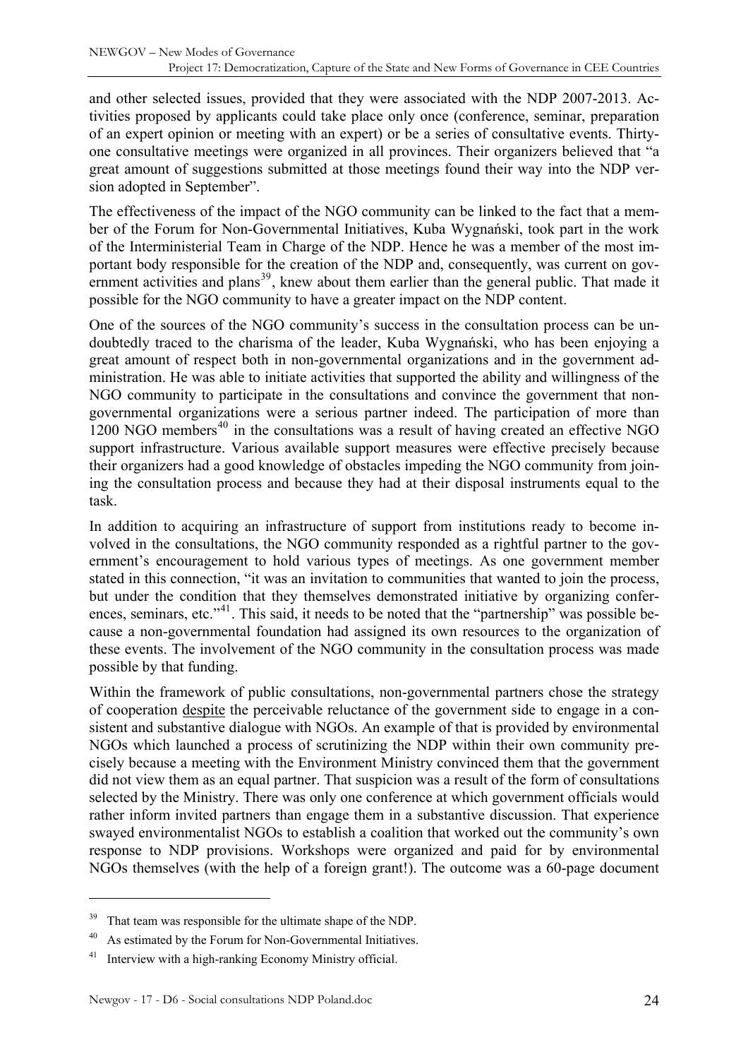and other selected issues, provided that they were associated with the NDP 2007-2013. Activities proposed by applicants could take place only once (conference, seminar, preparation of an expert opinion or meeting with an expert) or be a series of consultative events. Thirty-one consultative meetings were organized in all provinces. Their organizers believed that "a great amount of suggestions submitted at those meetings found their way into the NDP version adopted in September".

The effectiveness of the impact of the NGO community can be linked to the fact that a member of the Forum for Non-Governmental Initiatives, Kuba Wygnański, took part in the work of the Interministerial Team in Charge of the NDP. Hence he was a member of the most important body responsible for the creation of the NDP and, consequently, was current on government activities and plans[39], knew about them earlier than the general public. That made it possible for the NGO community to have a greater impact on the NDP content.

One of the sources of the NGO community's success in the consultation process can be undoubtedly traced to the charisma of the leader, Kuba Wygnański, who has been enjoying a great amount of respect both in non-governmental organizations and in the government administration. He was able to initiate activities that supported the ability and willingness of the NGO community to participate in the consultations and convince the government that non-governmental organizations were a serious partner indeed. The participation of more than 1200 NGO members[40] in the consultations was a result of having created an effective NGO support infrastructure. Various available support measures were effective precisely because their organizers had a good knowledge of obstacles impeding the NGO community from joining the consultation process and because they had at their disposal instruments equal to the task.

In addition to acquiring an infrastructure of support from institutions ready to become involved in the consultations, the NGO community responded as a rightful partner to the government's encouragement to hold various types of meetings. As one government member stated in this connection, "it was an invitation to communities that wanted to join the process, but under the condition that they themselves demonstrated initiative by organizing conferences, seminars, etc."[41]. This said, it needs to be noted that the "partnership" was possible because a non-governmental foundation had assigned its own resources to the organization of these events. The involvement of the NGO community in the consultation process was made possible by that funding.

Within the framework of public consultations, non-governmental partners chose the strategy of cooperation despite the perceivable reluctance of the government side to engage in a consistent and substantive dialogue with NGOs. An example of that is provided by environmental NGOs which launched a process of scrutinizing the NDP within their own community precisely because a meeting with the Environment Ministry convinced them that the government did not view them as an equal partner. That suspicion was a result of the form of consultations selected by the Ministry. There was only one conference at which government officials would rather inform invited partners than engage them in a substantive discussion. That experience swayed environmentalist NGOs to establish a coalition that worked out the community's own response to NDP provisions. Workshops were organized and paid for by environmental NGOs themselves (with the help of a foreign grant!). The outcome was a 60-page document

---

[39] That team was responsible for the ultimate shape of the NDP.

[40] As estimated by the Forum for Non-Governmental Initiatives.

[41] Interview with a high-ranking Economy Ministry official.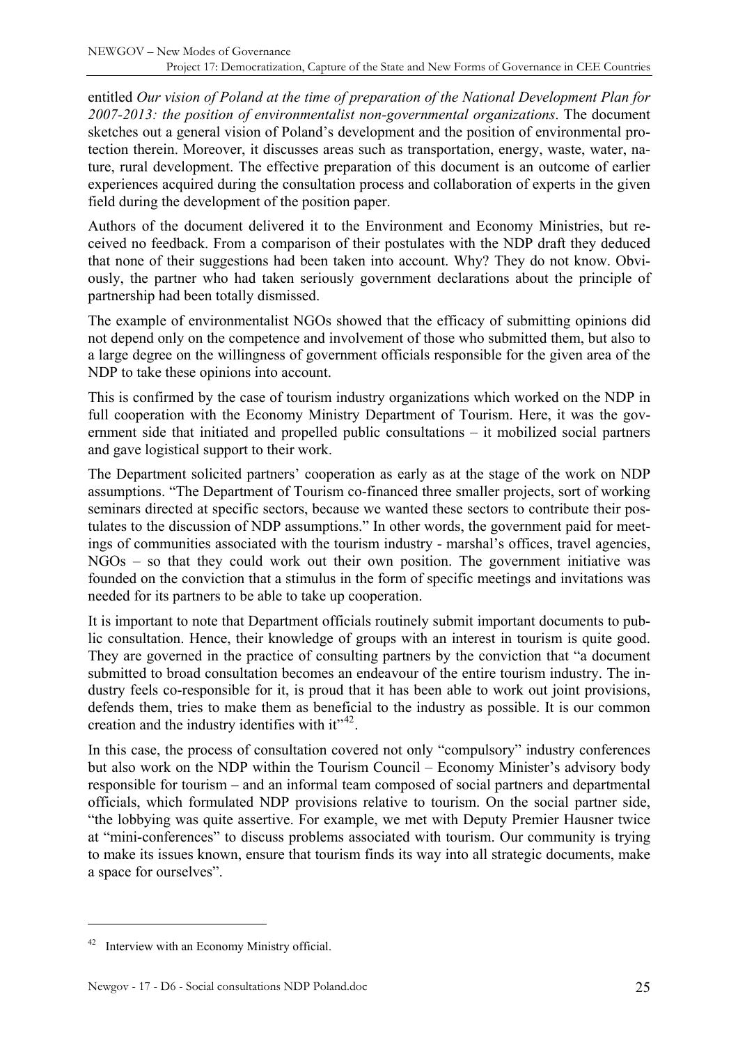entitled *Our vision of Poland at the time of preparation of the National Development Plan for 2007-2013: the position of environmentalist non-governmental organizations*. The document sketches out a general vision of Poland's development and the position of environmental protection therein. Moreover, it discusses areas such as transportation, energy, waste, water, nature, rural development. The effective preparation of this document is an outcome of earlier experiences acquired during the consultation process and collaboration of experts in the given field during the development of the position paper.

Authors of the document delivered it to the Environment and Economy Ministries, but received no feedback. From a comparison of their postulates with the NDP draft they deduced that none of their suggestions had been taken into account. Why? They do not know. Obviously, the partner who had taken seriously government declarations about the principle of partnership had been totally dismissed.

The example of environmentalist NGOs showed that the efficacy of submitting opinions did not depend only on the competence and involvement of those who submitted them, but also to a large degree on the willingness of government officials responsible for the given area of the NDP to take these opinions into account.

This is confirmed by the case of tourism industry organizations which worked on the NDP in full cooperation with the Economy Ministry Department of Tourism. Here, it was the government side that initiated and propelled public consultations – it mobilized social partners and gave logistical support to their work.

The Department solicited partners' cooperation as early as at the stage of the work on NDP assumptions. "The Department of Tourism co-financed three smaller projects, sort of working seminars directed at specific sectors, because we wanted these sectors to contribute their postulates to the discussion of NDP assumptions." In other words, the government paid for meetings of communities associated with the tourism industry - marshal's offices, travel agencies, NGOs – so that they could work out their own position. The government initiative was founded on the conviction that a stimulus in the form of specific meetings and invitations was needed for its partners to be able to take up cooperation.

It is important to note that Department officials routinely submit important documents to public consultation. Hence, their knowledge of groups with an interest in tourism is quite good. They are governed in the practice of consulting partners by the conviction that "a document submitted to broad consultation becomes an endeavour of the entire tourism industry. The industry feels co-responsible for it, is proud that it has been able to work out joint provisions, defends them, tries to make them as beneficial to the industry as possible. It is our common creation and the industry identifies with it"[42].

In this case, the process of consultation covered not only "compulsory" industry conferences but also work on the NDP within the Tourism Council – Economy Minister's advisory body responsible for tourism – and an informal team composed of social partners and departmental officials, which formulated NDP provisions relative to tourism. On the social partner side, "the lobbying was quite assertive. For example, we met with Deputy Premier Hausner twice at "mini-conferences" to discuss problems associated with tourism. Our community is trying to make its issues known, ensure that tourism finds its way into all strategic documents, make a space for ourselves".

---

[42] Interview with an Economy Ministry official.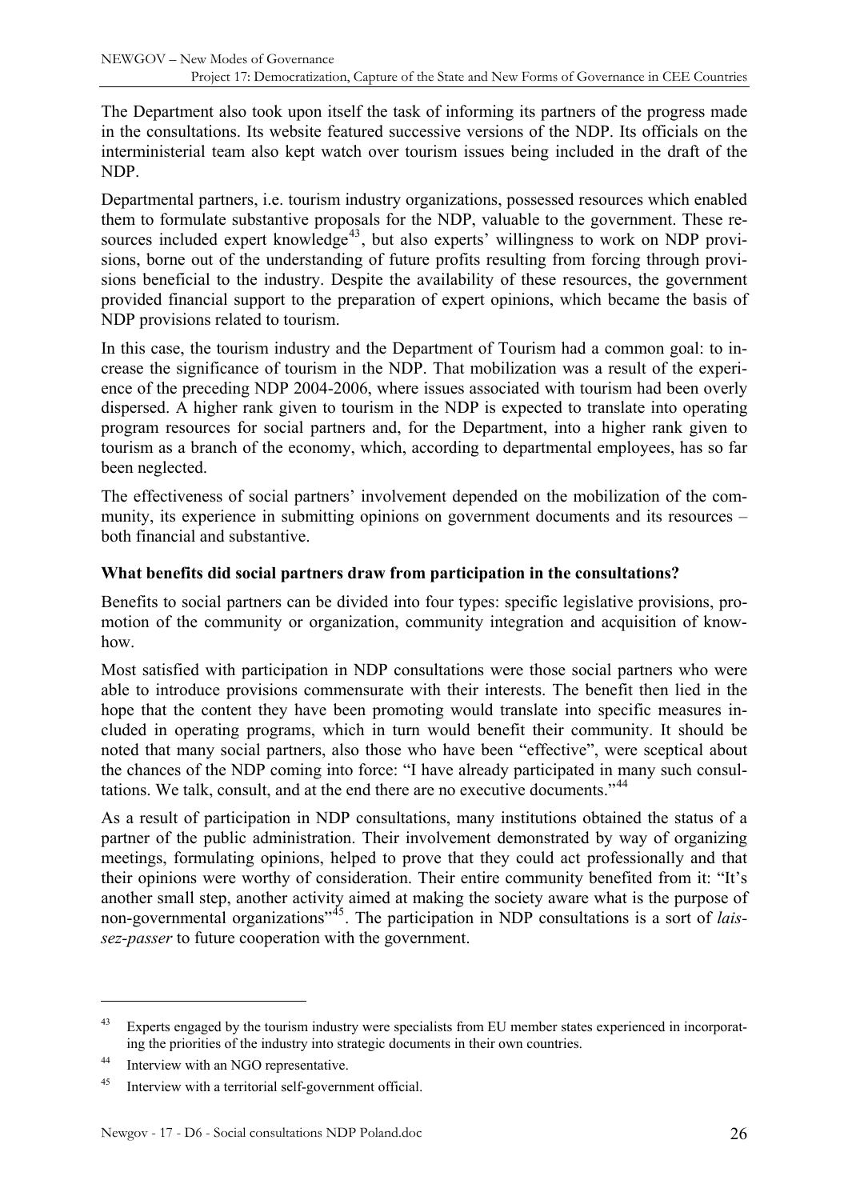The Department also took upon itself the task of informing its partners of the progress made in the consultations. Its website featured successive versions of the NDP. Its officials on the interministerial team also kept watch over tourism issues being included in the draft of the NDP.

Departmental partners, i.e. tourism industry organizations, possessed resources which enabled them to formulate substantive proposals for the NDP, valuable to the government. These resources included expert knowledge[43], but also experts' willingness to work on NDP provisions, borne out of the understanding of future profits resulting from forcing through provisions beneficial to the industry. Despite the availability of these resources, the government provided financial support to the preparation of expert opinions, which became the basis of NDP provisions related to tourism.

In this case, the tourism industry and the Department of Tourism had a common goal: to increase the significance of tourism in the NDP. That mobilization was a result of the experience of the preceding NDP 2004-2006, where issues associated with tourism had been overly dispersed. A higher rank given to tourism in the NDP is expected to translate into operating program resources for social partners and, for the Department, into a higher rank given to tourism as a branch of the economy, which, according to departmental employees, has so far been neglected.

The effectiveness of social partners' involvement depended on the mobilization of the community, its experience in submitting opinions on government documents and its resources – both financial and substantive.

**What benefits did social partners draw from participation in the consultations?**

Benefits to social partners can be divided into four types: specific legislative provisions, promotion of the community or organization, community integration and acquisition of know-how.

Most satisfied with participation in NDP consultations were those social partners who were able to introduce provisions commensurate with their interests. The benefit then lied in the hope that the content they have been promoting would translate into specific measures included in operating programs, which in turn would benefit their community. It should be noted that many social partners, also those who have been "effective", were sceptical about the chances of the NDP coming into force: "I have already participated in many such consultations. We talk, consult, and at the end there are no executive documents."[44]

As a result of participation in NDP consultations, many institutions obtained the status of a partner of the public administration. Their involvement demonstrated by way of organizing meetings, formulating opinions, helped to prove that they could act professionally and that their opinions were worthy of consideration. Their entire community benefited from it: "It's another small step, another activity aimed at making the society aware what is the purpose of non-governmental organizations"[45]. The participation in NDP consultations is a sort of *laissez-passer* to future cooperation with the government.

---

[43] Experts engaged by the tourism industry were specialists from EU member states experienced in incorporating the priorities of the industry into strategic documents in their own countries.

[44] Interview with an NGO representative.

[45] Interview with a territorial self-government official.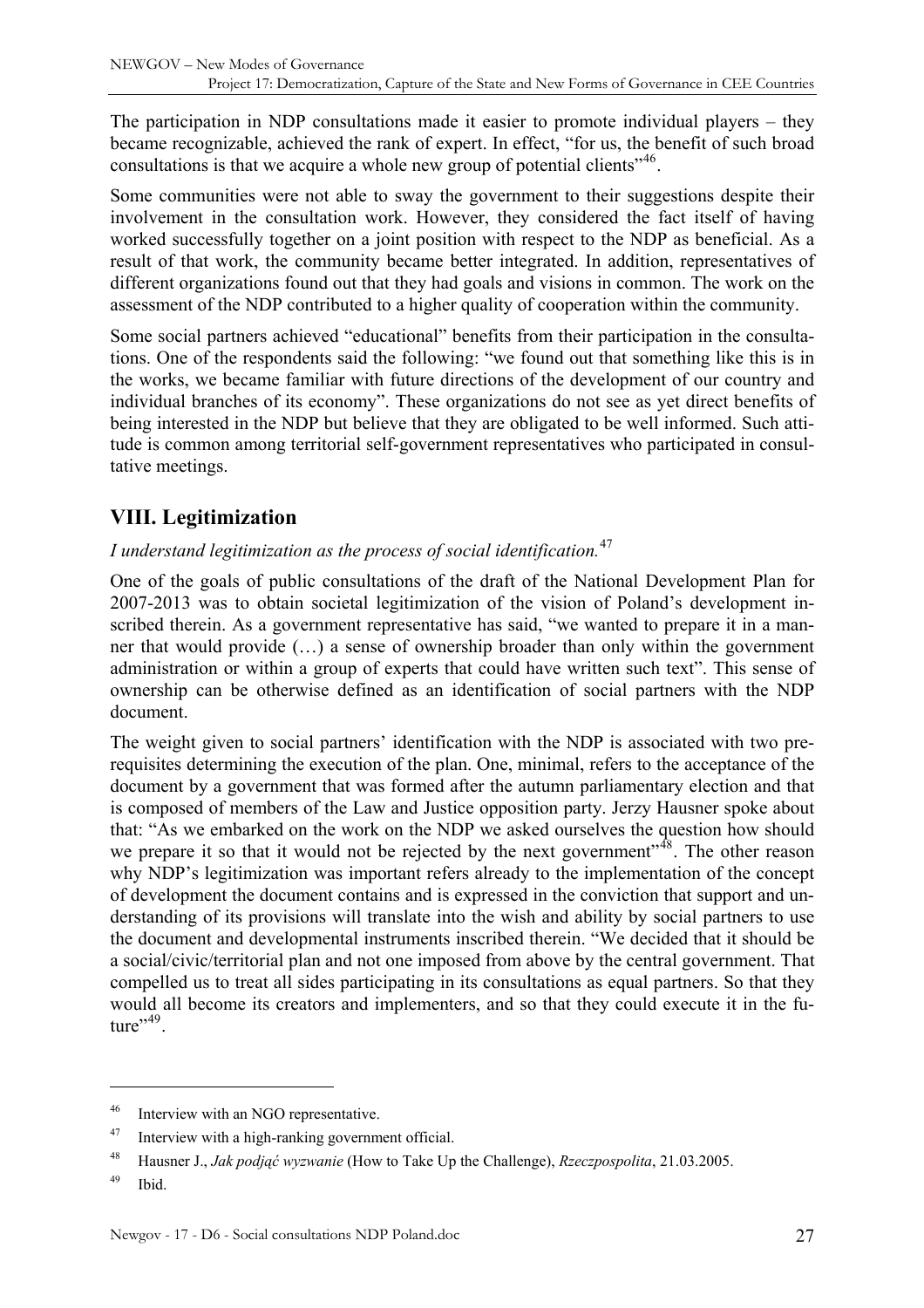The participation in NDP consultations made it easier to promote individual players – they became recognizable, achieved the rank of expert. In effect, "for us, the benefit of such broad consultations is that we acquire a whole new group of potential clients"[46].

Some communities were not able to sway the government to their suggestions despite their involvement in the consultation work. However, they considered the fact itself of having worked successfully together on a joint position with respect to the NDP as beneficial. As a result of that work, the community became better integrated. In addition, representatives of different organizations found out that they had goals and visions in common. The work on the assessment of the NDP contributed to a higher quality of cooperation within the community.

Some social partners achieved "educational" benefits from their participation in the consultations. One of the respondents said the following: "we found out that something like this is in the works, we became familiar with future directions of the development of our country and individual branches of its economy". These organizations do not see as yet direct benefits of being interested in the NDP but believe that they are obligated to be well informed. Such attitude is common among territorial self-government representatives who participated in consultative meetings.

## VIII. Legitimization

*I understand legitimization as the process of social identification.*[47]

One of the goals of public consultations of the draft of the National Development Plan for 2007-2013 was to obtain societal legitimization of the vision of Poland's development inscribed therein. As a government representative has said, "we wanted to prepare it in a manner that would provide (…) a sense of ownership broader than only within the government administration or within a group of experts that could have written such text". This sense of ownership can be otherwise defined as an identification of social partners with the NDP document.

The weight given to social partners' identification with the NDP is associated with two prerequisites determining the execution of the plan. One, minimal, refers to the acceptance of the document by a government that was formed after the autumn parliamentary election and that is composed of members of the Law and Justice opposition party. Jerzy Hausner spoke about that: "As we embarked on the work on the NDP we asked ourselves the question how should we prepare it so that it would not be rejected by the next government"[48]. The other reason why NDP's legitimization was important refers already to the implementation of the concept of development the document contains and is expressed in the conviction that support and understanding of its provisions will translate into the wish and ability by social partners to use the document and developmental instruments inscribed therein. "We decided that it should be a social/civic/territorial plan and not one imposed from above by the central government. That compelled us to treat all sides participating in its consultations as equal partners. So that they would all become its creators and implementers, and so that they could execute it in the future"[49].

---

[46] Interview with an NGO representative.

[47] Interview with a high-ranking government official.

[48] Hausner J., *Jak podjąć wyzwanie* (How to Take Up the Challenge), *Rzeczpospolita*, 21.03.2005.

[49] Ibid.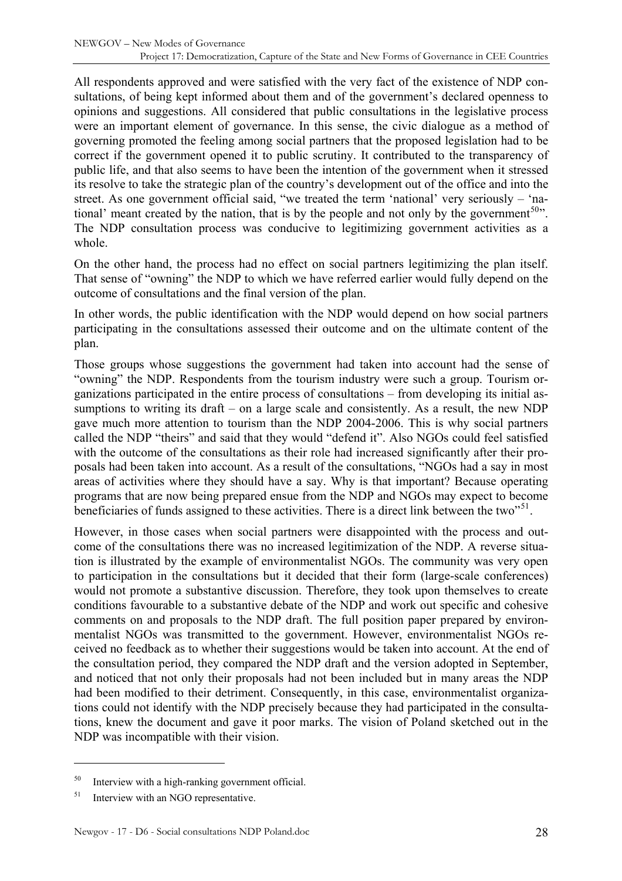All respondents approved and were satisfied with the very fact of the existence of NDP consultations, of being kept informed about them and of the government's declared openness to opinions and suggestions. All considered that public consultations in the legislative process were an important element of governance. In this sense, the civic dialogue as a method of governing promoted the feeling among social partners that the proposed legislation had to be correct if the government opened it to public scrutiny. It contributed to the transparency of public life, and that also seems to have been the intention of the government when it stressed its resolve to take the strategic plan of the country's development out of the office and into the street. As one government official said, "we treated the term 'national' very seriously – 'national' meant created by the nation, that is by the people and not only by the government[50]". The NDP consultation process was conducive to legitimizing government activities as a whole.

On the other hand, the process had no effect on social partners legitimizing the plan itself. That sense of "owning" the NDP to which we have referred earlier would fully depend on the outcome of consultations and the final version of the plan.

In other words, the public identification with the NDP would depend on how social partners participating in the consultations assessed their outcome and on the ultimate content of the plan.

Those groups whose suggestions the government had taken into account had the sense of "owning" the NDP. Respondents from the tourism industry were such a group. Tourism organizations participated in the entire process of consultations – from developing its initial assumptions to writing its draft – on a large scale and consistently. As a result, the new NDP gave much more attention to tourism than the NDP 2004-2006. This is why social partners called the NDP "theirs" and said that they would "defend it". Also NGOs could feel satisfied with the outcome of the consultations as their role had increased significantly after their proposals had been taken into account. As a result of the consultations, "NGOs had a say in most areas of activities where they should have a say. Why is that important? Because operating programs that are now being prepared ensue from the NDP and NGOs may expect to become beneficiaries of funds assigned to these activities. There is a direct link between the two"[51].

However, in those cases when social partners were disappointed with the process and outcome of the consultations there was no increased legitimization of the NDP. A reverse situation is illustrated by the example of environmentalist NGOs. The community was very open to participation in the consultations but it decided that their form (large-scale conferences) would not promote a substantive discussion. Therefore, they took upon themselves to create conditions favourable to a substantive debate of the NDP and work out specific and cohesive comments on and proposals to the NDP draft. The full position paper prepared by environmentalist NGOs was transmitted to the government. However, environmentalist NGOs received no feedback as to whether their suggestions would be taken into account. At the end of the consultation period, they compared the NDP draft and the version adopted in September, and noticed that not only their proposals had not been included but in many areas the NDP had been modified to their detriment. Consequently, in this case, environmentalist organizations could not identify with the NDP precisely because they had participated in the consultations, knew the document and gave it poor marks. The vision of Poland sketched out in the NDP was incompatible with their vision.

---

[50] Interview with a high-ranking government official.

[51] Interview with an NGO representative.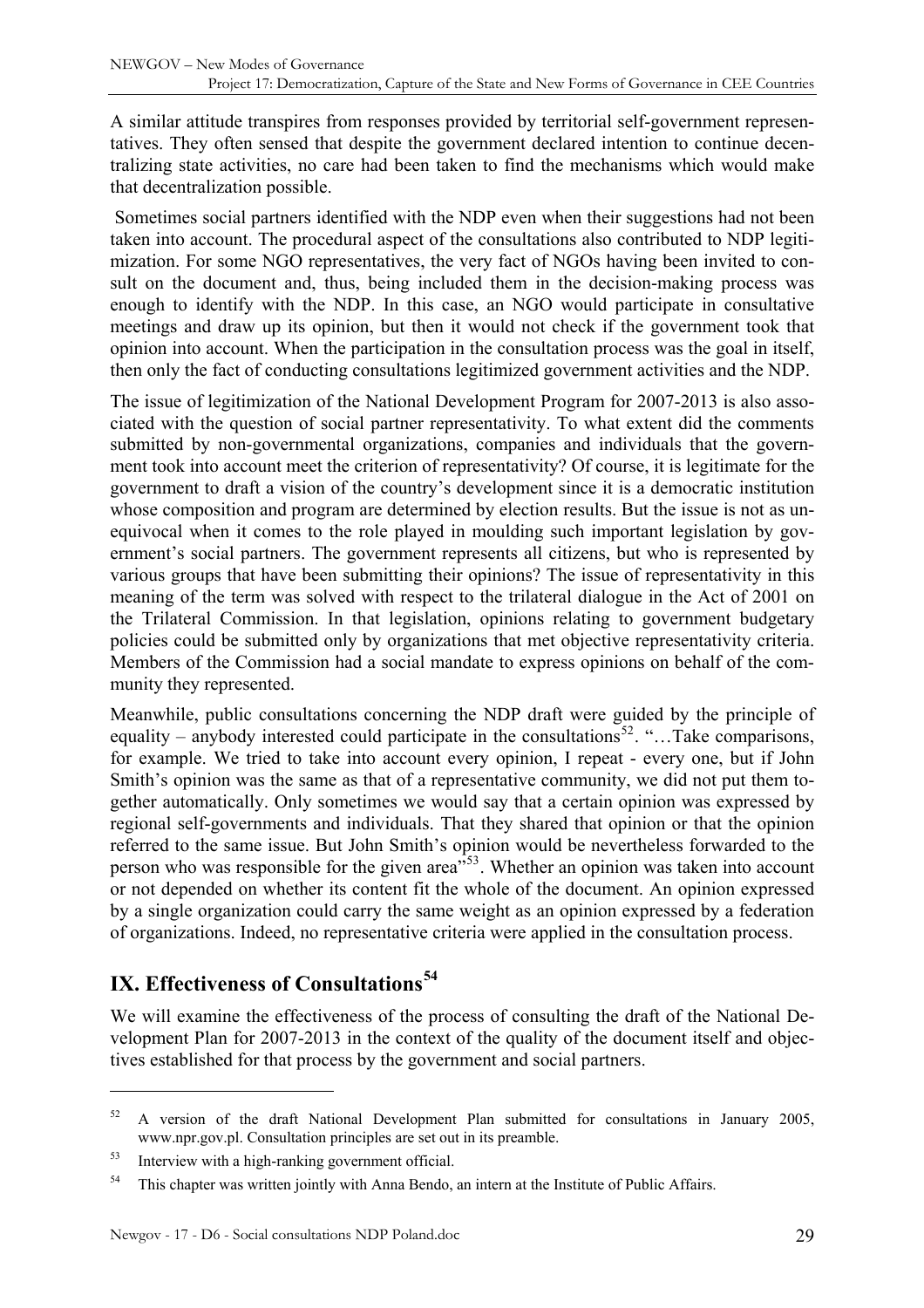A similar attitude transpires from responses provided by territorial self-government representatives. They often sensed that despite the government declared intention to continue decentralizing state activities, no care had been taken to find the mechanisms which would make that decentralization possible.

Sometimes social partners identified with the NDP even when their suggestions had not been taken into account. The procedural aspect of the consultations also contributed to NDP legitimization. For some NGO representatives, the very fact of NGOs having been invited to consult on the document and, thus, being included them in the decision-making process was enough to identify with the NDP. In this case, an NGO would participate in consultative meetings and draw up its opinion, but then it would not check if the government took that opinion into account. When the participation in the consultation process was the goal in itself, then only the fact of conducting consultations legitimized government activities and the NDP.

The issue of legitimization of the National Development Program for 2007-2013 is also associated with the question of social partner representativity. To what extent did the comments submitted by non-governmental organizations, companies and individuals that the government took into account meet the criterion of representativity? Of course, it is legitimate for the government to draft a vision of the country's development since it is a democratic institution whose composition and program are determined by election results. But the issue is not as unequivocal when it comes to the role played in moulding such important legislation by government's social partners. The government represents all citizens, but who is represented by various groups that have been submitting their opinions? The issue of representativity in this meaning of the term was solved with respect to the trilateral dialogue in the Act of 2001 on the Trilateral Commission. In that legislation, opinions relating to government budgetary policies could be submitted only by organizations that met objective representativity criteria. Members of the Commission had a social mandate to express opinions on behalf of the community they represented.

Meanwhile, public consultations concerning the NDP draft were guided by the principle of equality – anybody interested could participate in the consultations[52]. "…Take comparisons, for example. We tried to take into account every opinion, I repeat - every one, but if John Smith's opinion was the same as that of a representative community, we did not put them together automatically. Only sometimes we would say that a certain opinion was expressed by regional self-governments and individuals. That they shared that opinion or that the opinion referred to the same issue. But John Smith's opinion would be nevertheless forwarded to the person who was responsible for the given area"[53]. Whether an opinion was taken into account or not depended on whether its content fit the whole of the document. An opinion expressed by a single organization could carry the same weight as an opinion expressed by a federation of organizations. Indeed, no representative criteria were applied in the consultation process.

## IX. Effectiveness of Consultations[54]

We will examine the effectiveness of the process of consulting the draft of the National Development Plan for 2007-2013 in the context of the quality of the document itself and objectives established for that process by the government and social partners.

---

[52] A version of the draft National Development Plan submitted for consultations in January 2005, www.npr.gov.pl. Consultation principles are set out in its preamble.

[53] Interview with a high-ranking government official.

[54] This chapter was written jointly with Anna Bendo, an intern at the Institute of Public Affairs.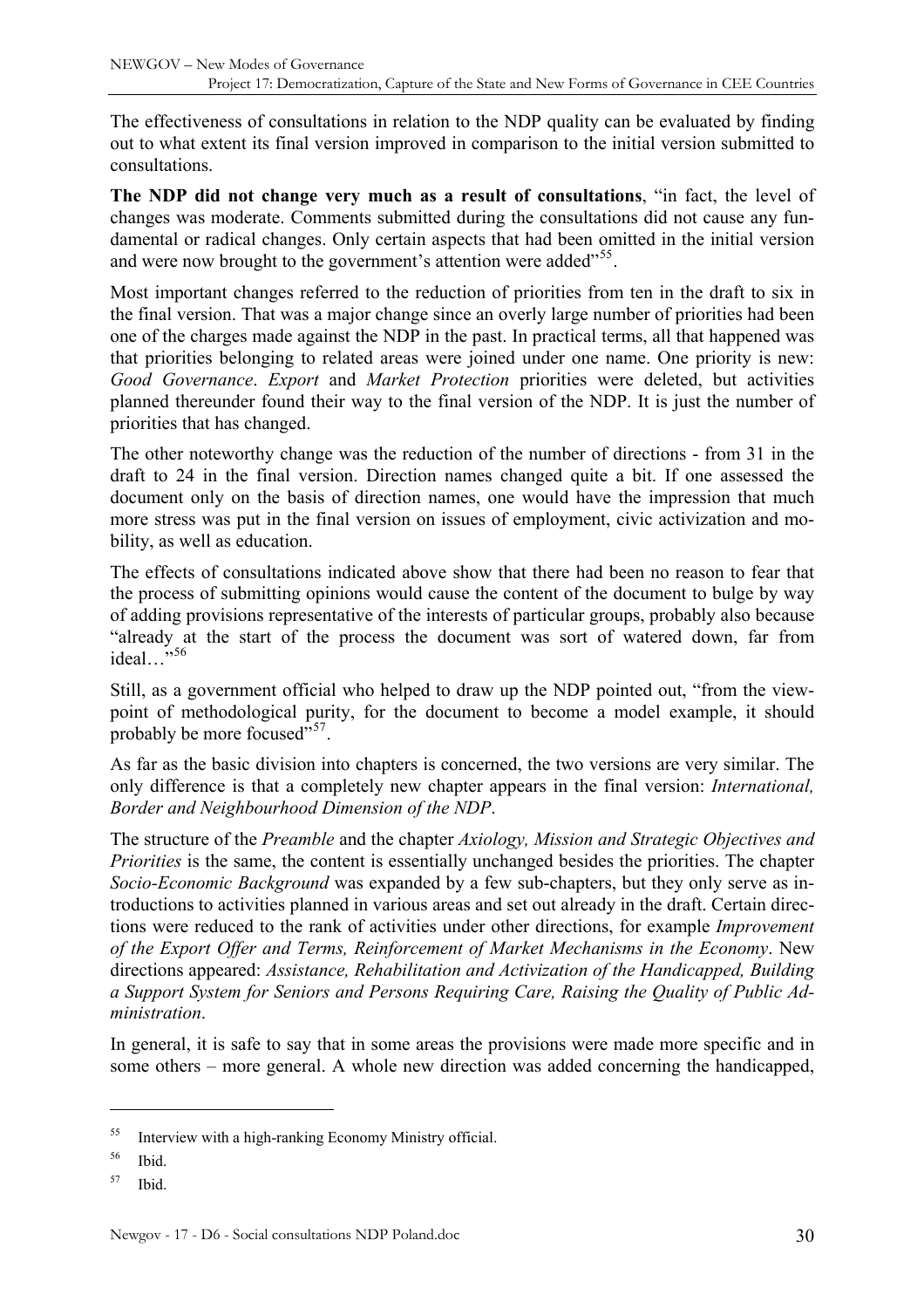The effectiveness of consultations in relation to the NDP quality can be evaluated by finding out to what extent its final version improved in comparison to the initial version submitted to consultations.

**The NDP did not change very much as a result of consultations**, "in fact, the level of changes was moderate. Comments submitted during the consultations did not cause any fundamental or radical changes. Only certain aspects that had been omitted in the initial version and were now brought to the government's attention were added"[55].

Most important changes referred to the reduction of priorities from ten in the draft to six in the final version. That was a major change since an overly large number of priorities had been one of the charges made against the NDP in the past. In practical terms, all that happened was that priorities belonging to related areas were joined under one name. One priority is new: *Good Governance*. *Export* and *Market Protection* priorities were deleted, but activities planned thereunder found their way to the final version of the NDP. It is just the number of priorities that has changed.

The other noteworthy change was the reduction of the number of directions - from 31 in the draft to 24 in the final version. Direction names changed quite a bit. If one assessed the document only on the basis of direction names, one would have the impression that much more stress was put in the final version on issues of employment, civic activization and mobility, as well as education.

The effects of consultations indicated above show that there had been no reason to fear that the process of submitting opinions would cause the content of the document to bulge by way of adding provisions representative of the interests of particular groups, probably also because "already at the start of the process the document was sort of watered down, far from ideal…"[56]

Still, as a government official who helped to draw up the NDP pointed out, "from the viewpoint of methodological purity, for the document to become a model example, it should probably be more focused"[57].

As far as the basic division into chapters is concerned, the two versions are very similar. The only difference is that a completely new chapter appears in the final version: *International, Border and Neighbourhood Dimension of the NDP*.

The structure of the *Preamble* and the chapter *Axiology, Mission and Strategic Objectives and Priorities* is the same, the content is essentially unchanged besides the priorities. The chapter *Socio-Economic Background* was expanded by a few sub-chapters, but they only serve as introductions to activities planned in various areas and set out already in the draft. Certain directions were reduced to the rank of activities under other directions, for example *Improvement of the Export Offer and Terms, Reinforcement of Market Mechanisms in the Economy*. New directions appeared: *Assistance, Rehabilitation and Activization of the Handicapped, Building a Support System for Seniors and Persons Requiring Care, Raising the Quality of Public Administration*.

In general, it is safe to say that in some areas the provisions were made more specific and in some others – more general. A whole new direction was added concerning the handicapped,

---

[55] Interview with a high-ranking Economy Ministry official.

[56] Ibid.

[57] Ibid.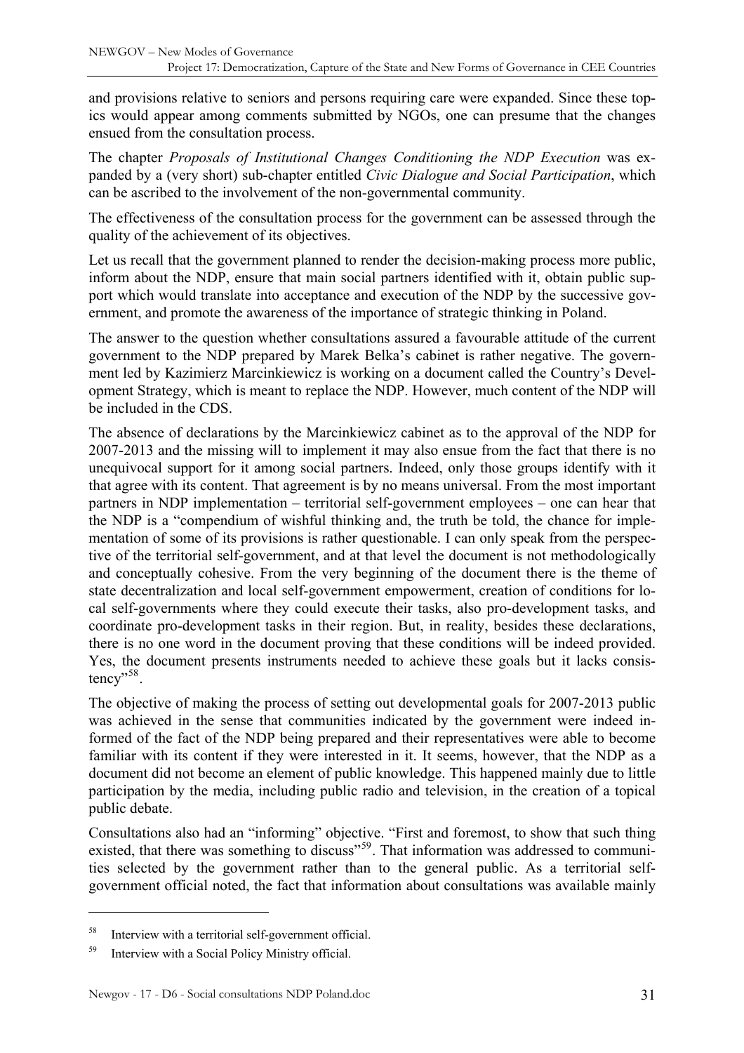and provisions relative to seniors and persons requiring care were expanded. Since these topics would appear among comments submitted by NGOs, one can presume that the changes ensued from the consultation process.

The chapter *Proposals of Institutional Changes Conditioning the NDP Execution* was expanded by a (very short) sub-chapter entitled *Civic Dialogue and Social Participation*, which can be ascribed to the involvement of the non-governmental community.

The effectiveness of the consultation process for the government can be assessed through the quality of the achievement of its objectives.

Let us recall that the government planned to render the decision-making process more public, inform about the NDP, ensure that main social partners identified with it, obtain public support which would translate into acceptance and execution of the NDP by the successive government, and promote the awareness of the importance of strategic thinking in Poland.

The answer to the question whether consultations assured a favourable attitude of the current government to the NDP prepared by Marek Belka's cabinet is rather negative. The government led by Kazimierz Marcinkiewicz is working on a document called the Country's Development Strategy, which is meant to replace the NDP. However, much content of the NDP will be included in the CDS.

The absence of declarations by the Marcinkiewicz cabinet as to the approval of the NDP for 2007-2013 and the missing will to implement it may also ensue from the fact that there is no unequivocal support for it among social partners. Indeed, only those groups identify with it that agree with its content. That agreement is by no means universal. From the most important partners in NDP implementation – territorial self-government employees – one can hear that the NDP is a "compendium of wishful thinking and, the truth be told, the chance for implementation of some of its provisions is rather questionable. I can only speak from the perspective of the territorial self-government, and at that level the document is not methodologically and conceptually cohesive. From the very beginning of the document there is the theme of state decentralization and local self-government empowerment, creation of conditions for local self-governments where they could execute their tasks, also pro-development tasks, and coordinate pro-development tasks in their region. But, in reality, besides these declarations, there is no one word in the document proving that these conditions will be indeed provided. Yes, the document presents instruments needed to achieve these goals but it lacks consistency"[58].

The objective of making the process of setting out developmental goals for 2007-2013 public was achieved in the sense that communities indicated by the government were indeed informed of the fact of the NDP being prepared and their representatives were able to become familiar with its content if they were interested in it. It seems, however, that the NDP as a document did not become an element of public knowledge. This happened mainly due to little participation by the media, including public radio and television, in the creation of a topical public debate.

Consultations also had an "informing" objective. "First and foremost, to show that such thing existed, that there was something to discuss"[59]. That information was addressed to communities selected by the government rather than to the general public. As a territorial self-government official noted, the fact that information about consultations was available mainly

---

[58] Interview with a territorial self-government official.

[59] Interview with a Social Policy Ministry official.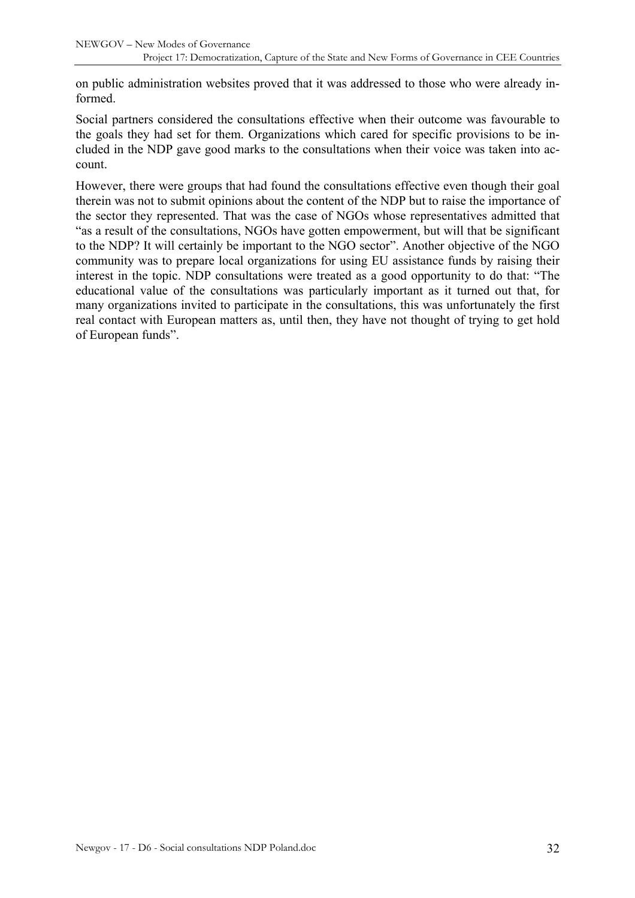on public administration websites proved that it was addressed to those who were already informed.

Social partners considered the consultations effective when their outcome was favourable to the goals they had set for them. Organizations which cared for specific provisions to be included in the NDP gave good marks to the consultations when their voice was taken into account.

However, there were groups that had found the consultations effective even though their goal therein was not to submit opinions about the content of the NDP but to raise the importance of the sector they represented. That was the case of NGOs whose representatives admitted that "as a result of the consultations, NGOs have gotten empowerment, but will that be significant to the NDP? It will certainly be important to the NGO sector". Another objective of the NGO community was to prepare local organizations for using EU assistance funds by raising their interest in the topic. NDP consultations were treated as a good opportunity to do that: "The educational value of the consultations was particularly important as it turned out that, for many organizations invited to participate in the consultations, this was unfortunately the first real contact with European matters as, until then, they have not thought of trying to get hold of European funds".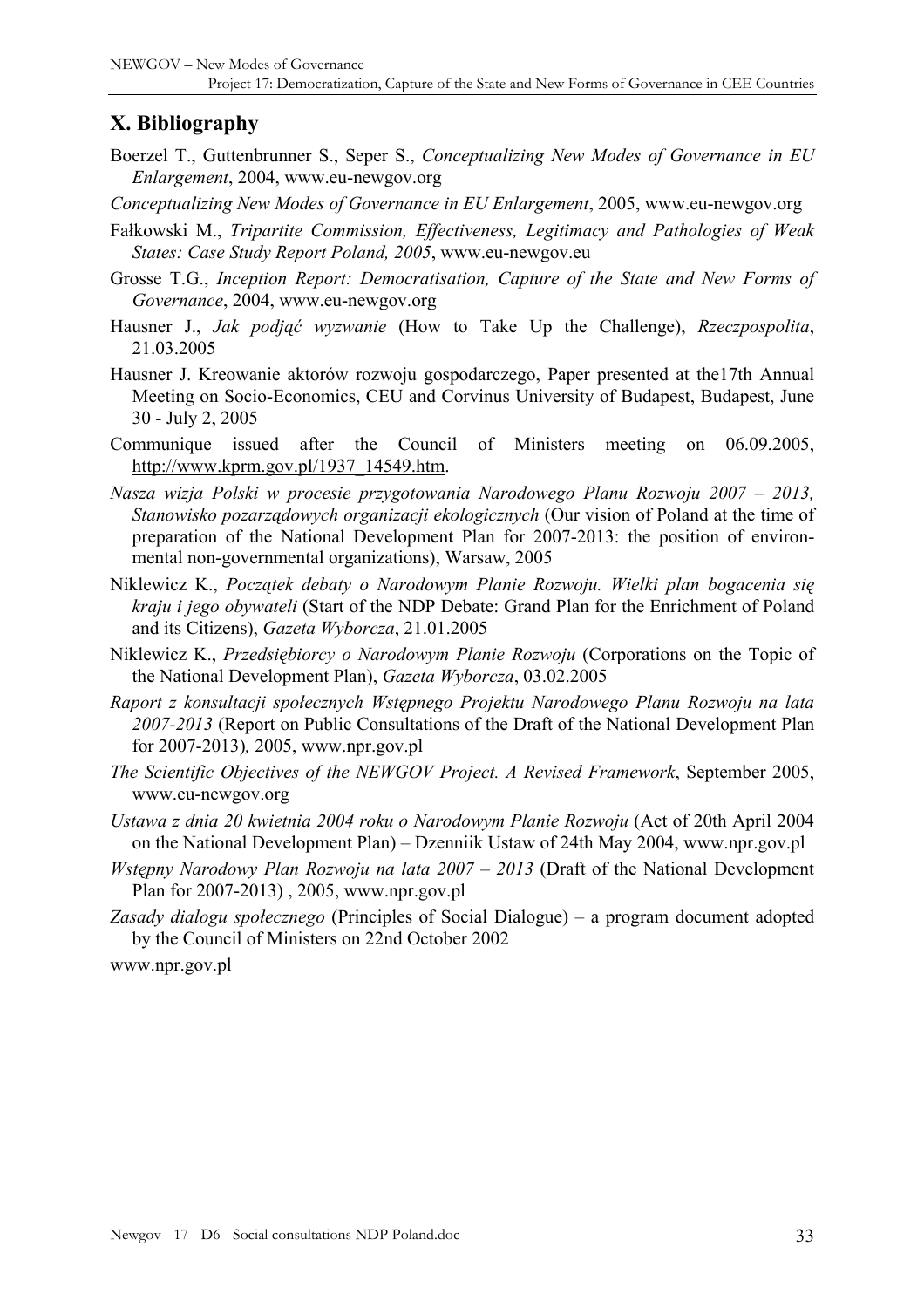## X. Bibliography

Boerzel T., Guttenbrunner S., Seper S., *Conceptualizing New Modes of Governance in EU Enlargement*, 2004, www.eu-newgov.org

*Conceptualizing New Modes of Governance in EU Enlargement*, 2005, www.eu-newgov.org

Fałkowski M., *Tripartite Commission, Effectiveness, Legitimacy and Pathologies of Weak States: Case Study Report Poland, 2005*, www.eu-newgov.eu

Grosse T.G., *Inception Report: Democratisation, Capture of the State and New Forms of Governance*, 2004, www.eu-newgov.org

Hausner J., *Jak podjąć wyzwanie* (How to Take Up the Challenge), *Rzeczpospolita*, 21.03.2005

Hausner J. Kreowanie aktorów rozwoju gospodarczego, Paper presented at the17th Annual Meeting on Socio-Economics, CEU and Corvinus University of Budapest, Budapest, June 30 - July 2, 2005

Communique issued after the Council of Ministers meeting on 06.09.2005, http://www.kprm.gov.pl/1937_14549.htm.

*Nasza wizja Polski w procesie przygotowania Narodowego Planu Rozwoju 2007 – 2013, Stanowisko pozarządowych organizacji ekologicznych* (Our vision of Poland at the time of preparation of the National Development Plan for 2007-2013: the position of environmental non-governmental organizations), Warsaw, 2005

Niklewicz K., *Początek debaty o Narodowym Planie Rozwoju. Wielki plan bogacenia się kraju i jego obywateli* (Start of the NDP Debate: Grand Plan for the Enrichment of Poland and its Citizens), *Gazeta Wyborcza*, 21.01.2005

Niklewicz K., *Przedsiębiorcy o Narodowym Planie Rozwoju* (Corporations on the Topic of the National Development Plan), *Gazeta Wyborcza*, 03.02.2005

*Raport z konsultacji społecznych Wstępnego Projektu Narodowego Planu Rozwoju na lata 2007-2013* (Report on Public Consultations of the Draft of the National Development Plan for 2007-2013)*,* 2005, www.npr.gov.pl

*The Scientific Objectives of the NEWGOV Project. A Revised Framework*, September 2005, www.eu-newgov.org

*Ustawa z dnia 20 kwietnia 2004 roku o Narodowym Planie Rozwoju* (Act of 20th April 2004 on the National Development Plan) – Dzenniik Ustaw of 24th May 2004, www.npr.gov.pl

*Wstępny Narodowy Plan Rozwoju na lata 2007 – 2013* (Draft of the National Development Plan for 2007-2013) , 2005, www.npr.gov.pl

*Zasady dialogu społecznego* (Principles of Social Dialogue) – a program document adopted by the Council of Ministers on 22nd October 2002

www.npr.gov.pl